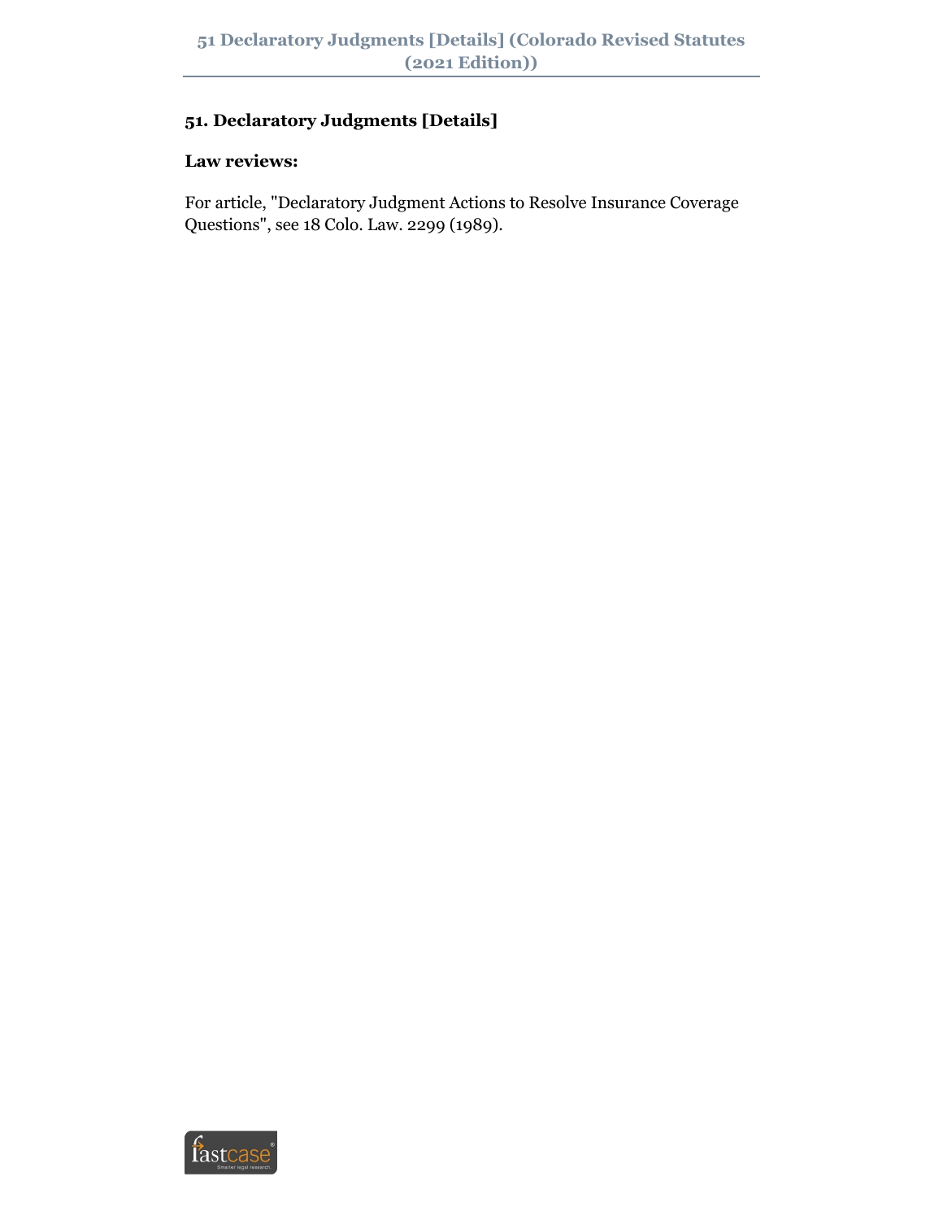## 51. Declaratory Judgments [Details]

### Law reviews:

For article, "Declaratory Judgment Actions to Resolve Insurance Coverage Questions", see 18 Colo. Law. 2299 (1989).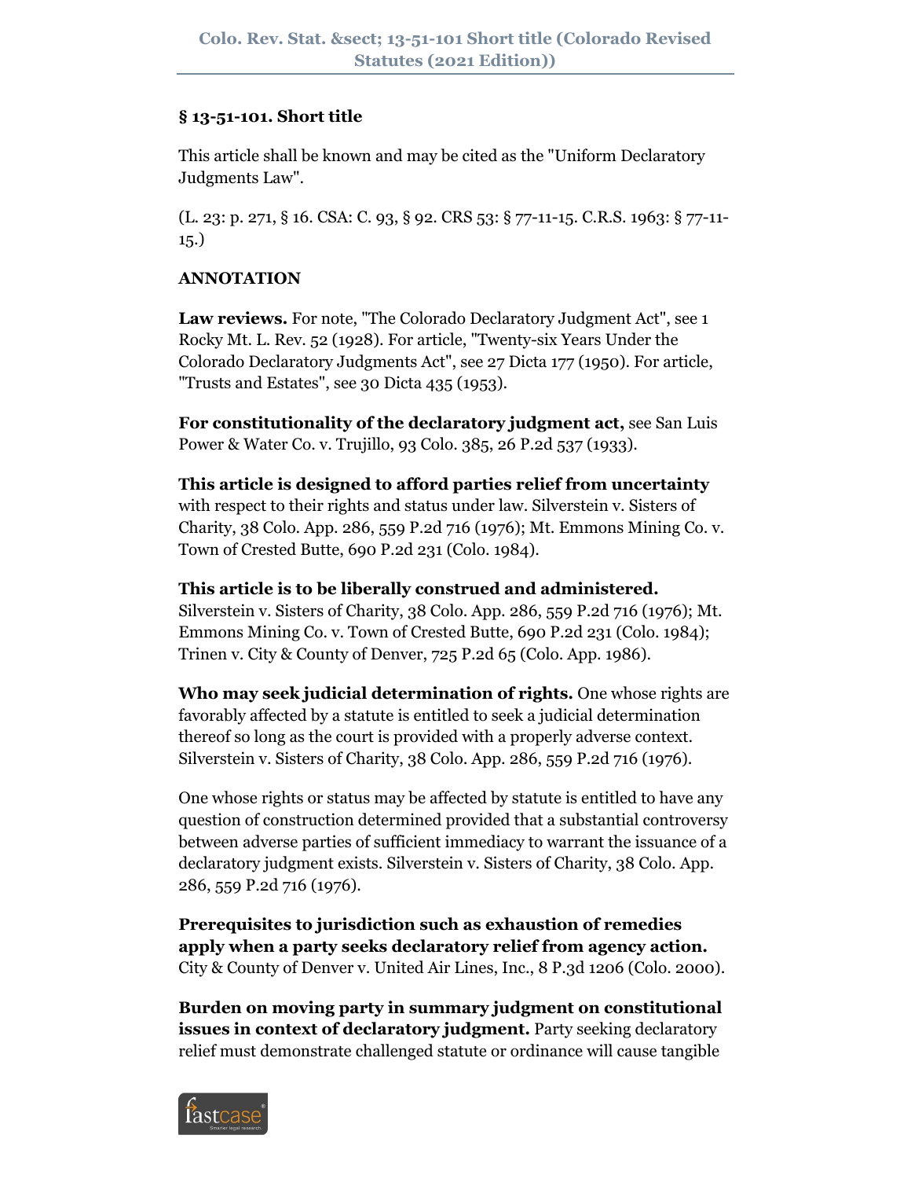## § 13-51-101. Short title

This article shall be known and may be cited as the "Uniform Declaratory Judgments Law".

(L. 23: p. 271, § 16. CSA: C. 93, § 92. CRS 53: § 77-11-15. C.R.S. 1963: § 77-11-15.)

**ANNOTATION**

**Law reviews.** For note, "The Colorado Declaratory Judgment Act", see 1 Rocky Mt. L. Rev. 52 (1928). For article, "Twenty-six Years Under the Colorado Declaratory Judgments Act", see 27 Dicta 177 (1950). For article, "Trusts and Estates", see 30 Dicta 435 (1953).

**For constitutionality of the declaratory judgment act,** see San Luis Power & Water Co. v. Trujillo, 93 Colo. 385, 26 P.2d 537 (1933).

**This article is designed to afford parties relief from uncertainty** with respect to their rights and status under law. Silverstein v. Sisters of Charity, 38 Colo. App. 286, 559 P.2d 716 (1976); Mt. Emmons Mining Co. v. Town of Crested Butte, 690 P.2d 231 (Colo. 1984).

**This article is to be liberally construed and administered.** Silverstein v. Sisters of Charity, 38 Colo. App. 286, 559 P.2d 716 (1976); Mt. Emmons Mining Co. v. Town of Crested Butte, 690 P.2d 231 (Colo. 1984); Trinen v. City & County of Denver, 725 P.2d 65 (Colo. App. 1986).

**Who may seek judicial determination of rights.** One whose rights are favorably affected by a statute is entitled to seek a judicial determination thereof so long as the court is provided with a properly adverse context. Silverstein v. Sisters of Charity, 38 Colo. App. 286, 559 P.2d 716 (1976).

One whose rights or status may be affected by statute is entitled to have any question of construction determined provided that a substantial controversy between adverse parties of sufficient immediacy to warrant the issuance of a declaratory judgment exists. Silverstein v. Sisters of Charity, 38 Colo. App. 286, 559 P.2d 716 (1976).

**Prerequisites to jurisdiction such as exhaustion of remedies apply when a party seeks declaratory relief from agency action.** City & County of Denver v. United Air Lines, Inc., 8 P.3d 1206 (Colo. 2000).

**Burden on moving party in summary judgment on constitutional issues in context of declaratory judgment.** Party seeking declaratory relief must demonstrate challenged statute or ordinance will cause tangible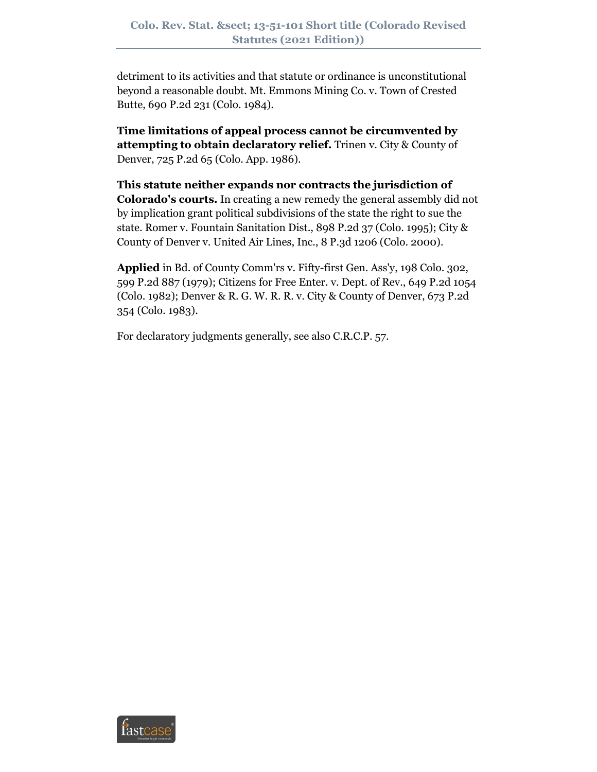detriment to its activities and that statute or ordinance is unconstitutional beyond a reasonable doubt. Mt. Emmons Mining Co. v. Town of Crested Butte, 690 P.2d 231 (Colo. 1984).

**Time limitations of appeal process cannot be circumvented by attempting to obtain declaratory relief.** Trinen v. City & County of Denver, 725 P.2d 65 (Colo. App. 1986).

**This statute neither expands nor contracts the jurisdiction of Colorado's courts.** In creating a new remedy the general assembly did not by implication grant political subdivisions of the state the right to sue the state. Romer v. Fountain Sanitation Dist., 898 P.2d 37 (Colo. 1995); City & County of Denver v. United Air Lines, Inc., 8 P.3d 1206 (Colo. 2000).

**Applied** in Bd. of County Comm'rs v. Fifty-first Gen. Ass'y, 198 Colo. 302, 599 P.2d 887 (1979); Citizens for Free Enter. v. Dept. of Rev., 649 P.2d 1054 (Colo. 1982); Denver & R. G. W. R. R. v. City & County of Denver, 673 P.2d 354 (Colo. 1983).

For declaratory judgments generally, see also C.R.C.P. 57.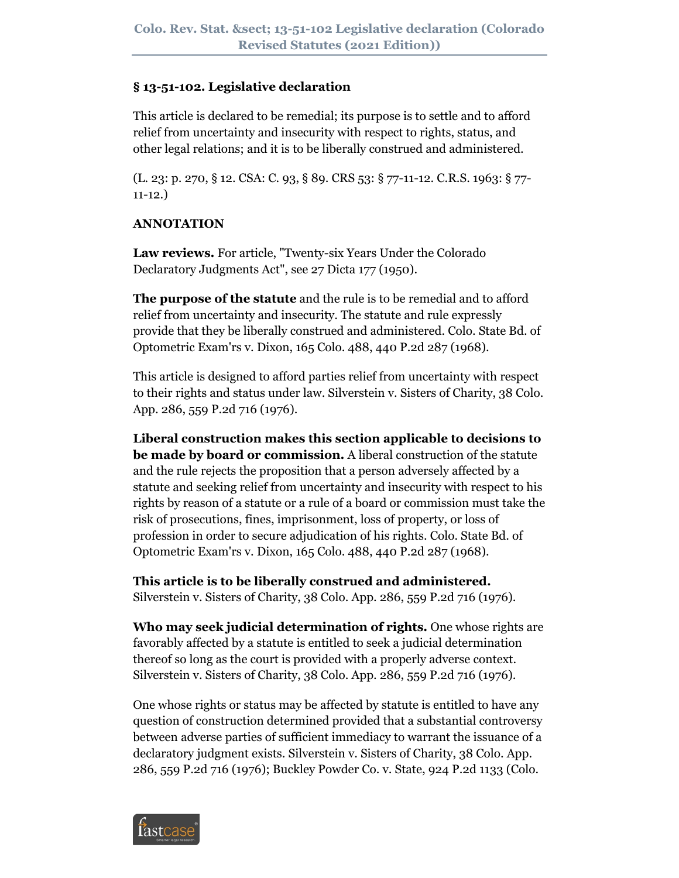## § 13-51-102. Legislative declaration

This article is declared to be remedial; its purpose is to settle and to afford relief from uncertainty and insecurity with respect to rights, status, and other legal relations; and it is to be liberally construed and administered.

(L. 23: p. 270, § 12. CSA: C. 93, § 89. CRS 53: § 77-11-12. C.R.S. 1963: § 77-11-12.)

**ANNOTATION**

**Law reviews.** For article, "Twenty-six Years Under the Colorado Declaratory Judgments Act", see 27 Dicta 177 (1950).

**The purpose of the statute** and the rule is to be remedial and to afford relief from uncertainty and insecurity. The statute and rule expressly provide that they be liberally construed and administered. Colo. State Bd. of Optometric Exam'rs v. Dixon, 165 Colo. 488, 440 P.2d 287 (1968).

This article is designed to afford parties relief from uncertainty with respect to their rights and status under law. Silverstein v. Sisters of Charity, 38 Colo. App. 286, 559 P.2d 716 (1976).

**Liberal construction makes this section applicable to decisions to be made by board or commission.** A liberal construction of the statute and the rule rejects the proposition that a person adversely affected by a statute and seeking relief from uncertainty and insecurity with respect to his rights by reason of a statute or a rule of a board or commission must take the risk of prosecutions, fines, imprisonment, loss of property, or loss of profession in order to secure adjudication of his rights. Colo. State Bd. of Optometric Exam'rs v. Dixon, 165 Colo. 488, 440 P.2d 287 (1968).

**This article is to be liberally construed and administered.** Silverstein v. Sisters of Charity, 38 Colo. App. 286, 559 P.2d 716 (1976).

**Who may seek judicial determination of rights.** One whose rights are favorably affected by a statute is entitled to seek a judicial determination thereof so long as the court is provided with a properly adverse context. Silverstein v. Sisters of Charity, 38 Colo. App. 286, 559 P.2d 716 (1976).

One whose rights or status may be affected by statute is entitled to have any question of construction determined provided that a substantial controversy between adverse parties of sufficient immediacy to warrant the issuance of a declaratory judgment exists. Silverstein v. Sisters of Charity, 38 Colo. App. 286, 559 P.2d 716 (1976); Buckley Powder Co. v. State, 924 P.2d 1133 (Colo.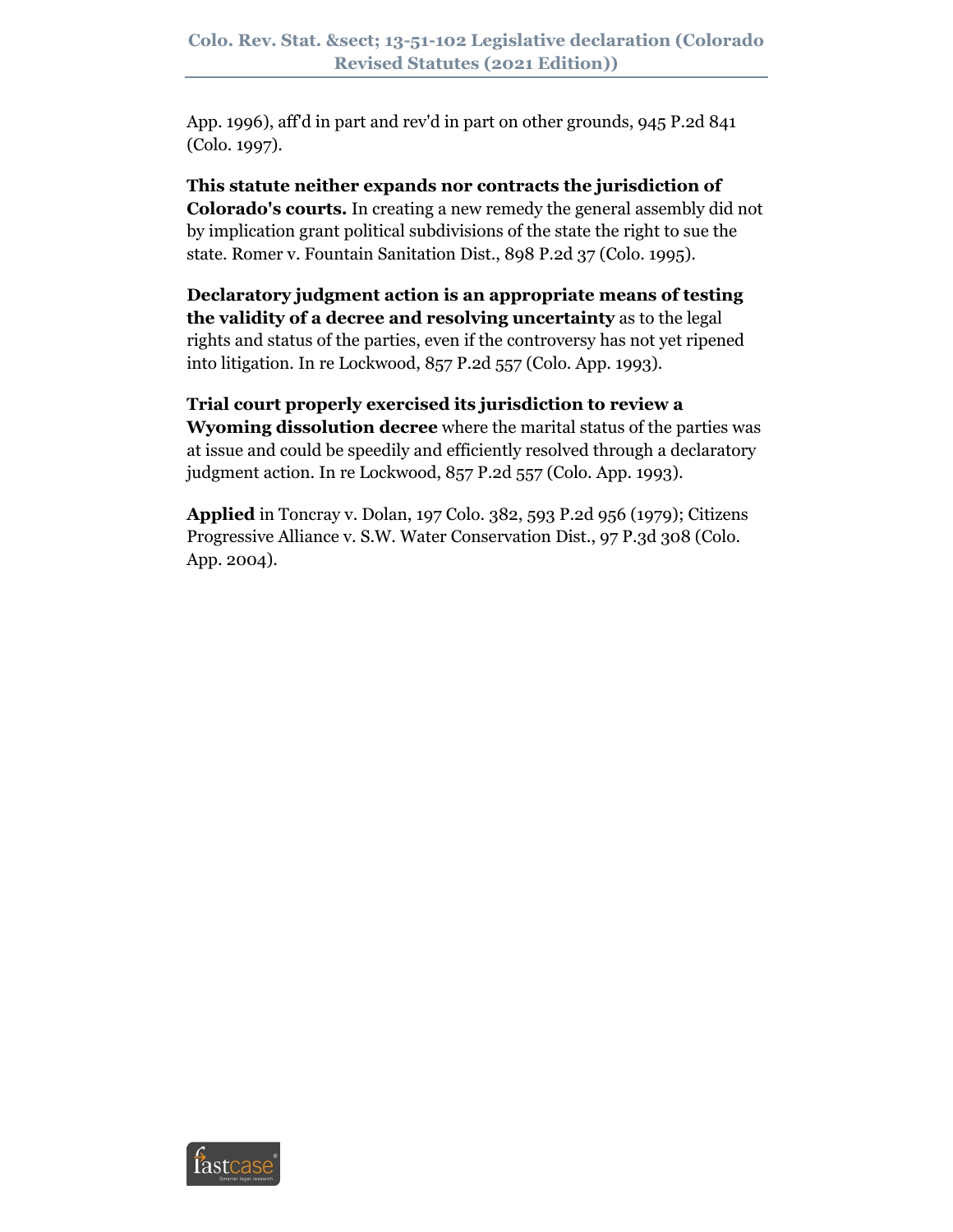App. 1996), aff'd in part and rev'd in part on other grounds, 945 P.2d 841 (Colo. 1997).

**This statute neither expands nor contracts the jurisdiction of Colorado's courts.** In creating a new remedy the general assembly did not by implication grant political subdivisions of the state the right to sue the state. Romer v. Fountain Sanitation Dist., 898 P.2d 37 (Colo. 1995).

**Declaratory judgment action is an appropriate means of testing the validity of a decree and resolving uncertainty** as to the legal rights and status of the parties, even if the controversy has not yet ripened into litigation. In re Lockwood, 857 P.2d 557 (Colo. App. 1993).

**Trial court properly exercised its jurisdiction to review a Wyoming dissolution decree** where the marital status of the parties was at issue and could be speedily and efficiently resolved through a declaratory judgment action. In re Lockwood, 857 P.2d 557 (Colo. App. 1993).

**Applied** in Toncray v. Dolan, 197 Colo. 382, 593 P.2d 956 (1979); Citizens Progressive Alliance v. S.W. Water Conservation Dist., 97 P.3d 308 (Colo. App. 2004).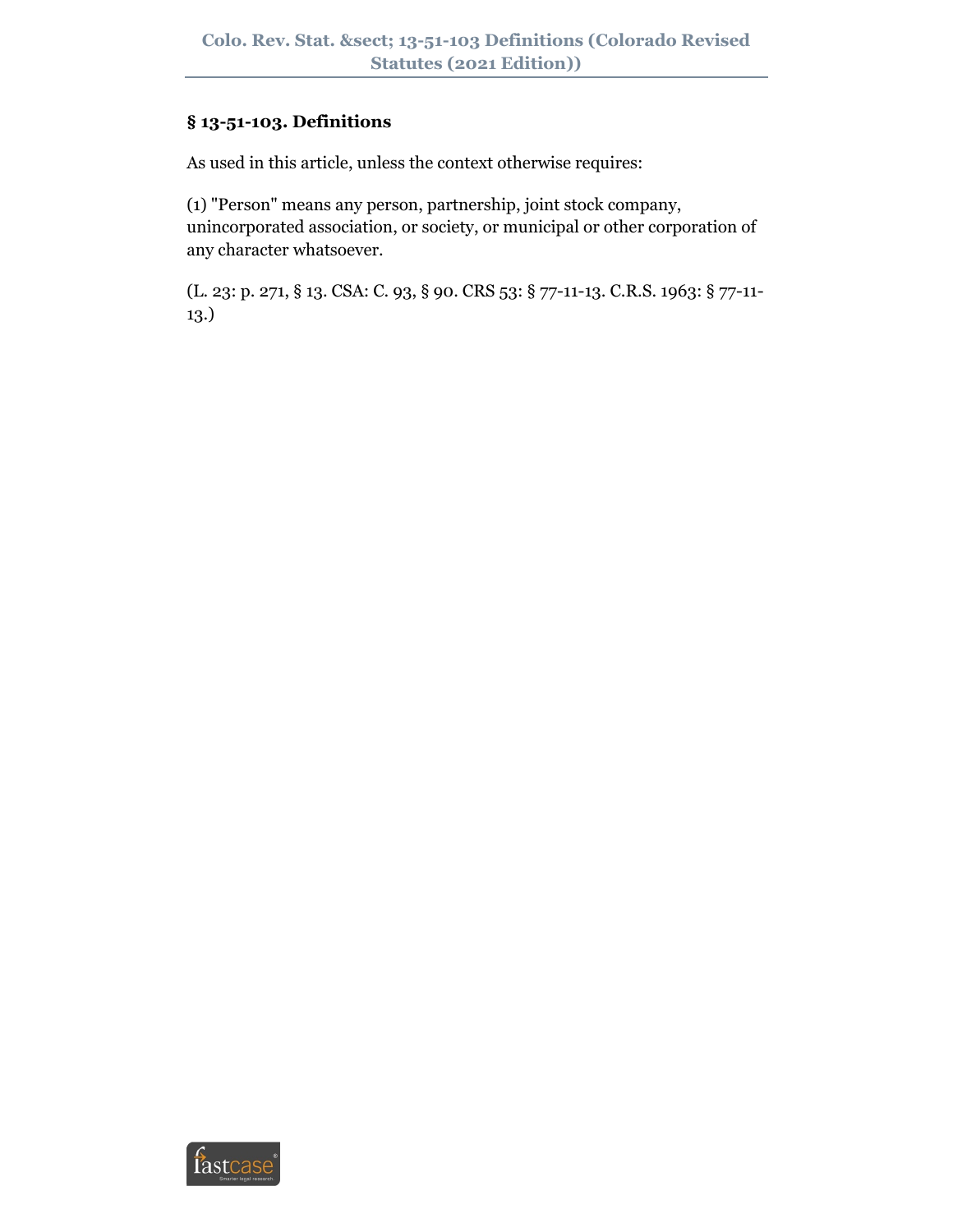## § 13-51-103. Definitions

As used in this article, unless the context otherwise requires:

(1) "Person" means any person, partnership, joint stock company, unincorporated association, or society, or municipal or other corporation of any character whatsoever.

(L. 23: p. 271, § 13. CSA: C. 93, § 90. CRS 53: § 77-11-13. C.R.S. 1963: § 77-11-13.)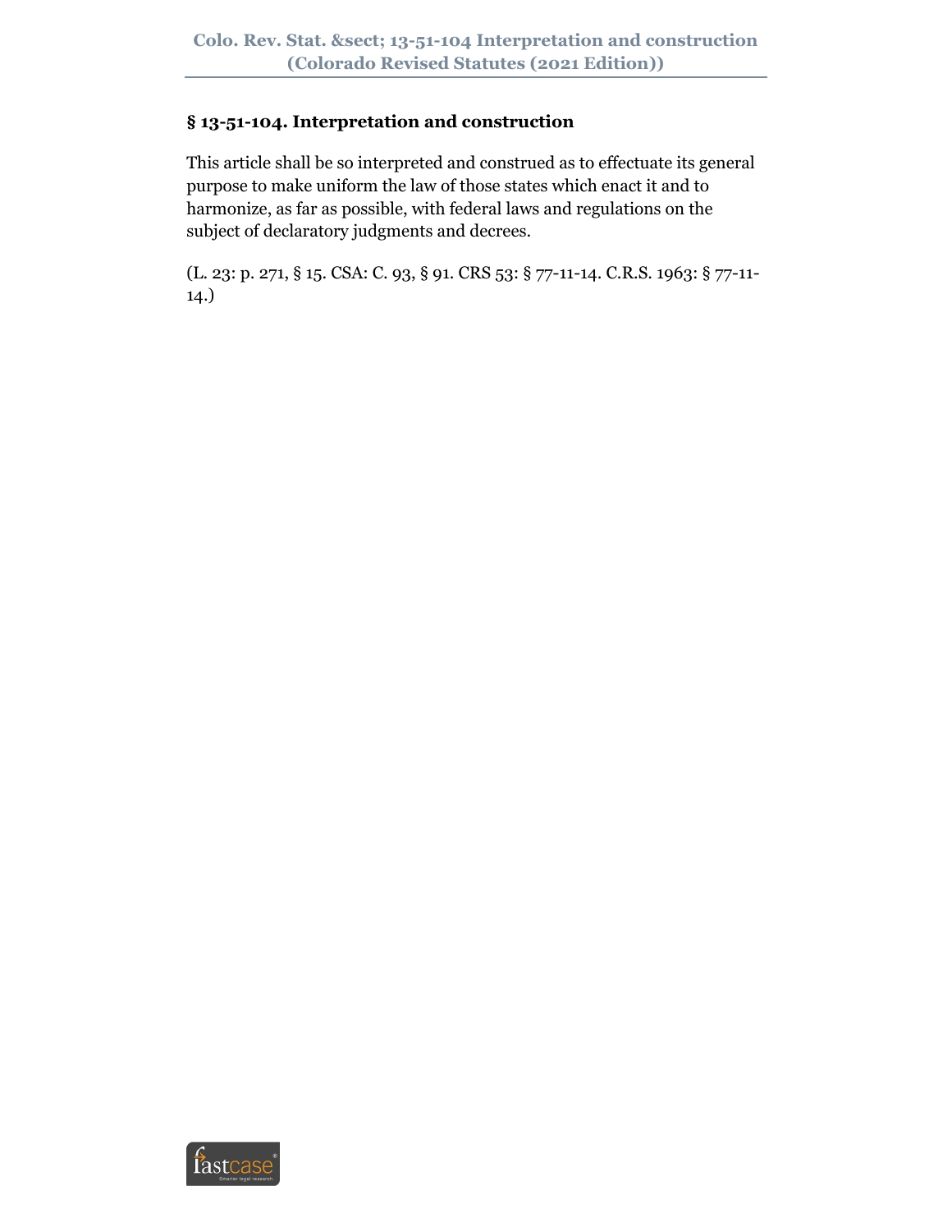## § 13-51-104. Interpretation and construction

This article shall be so interpreted and construed as to effectuate its general purpose to make uniform the law of those states which enact it and to harmonize, as far as possible, with federal laws and regulations on the subject of declaratory judgments and decrees.

(L. 23: p. 271, § 15. CSA: C. 93, § 91. CRS 53: § 77-11-14. C.R.S. 1963: § 77-11-14.)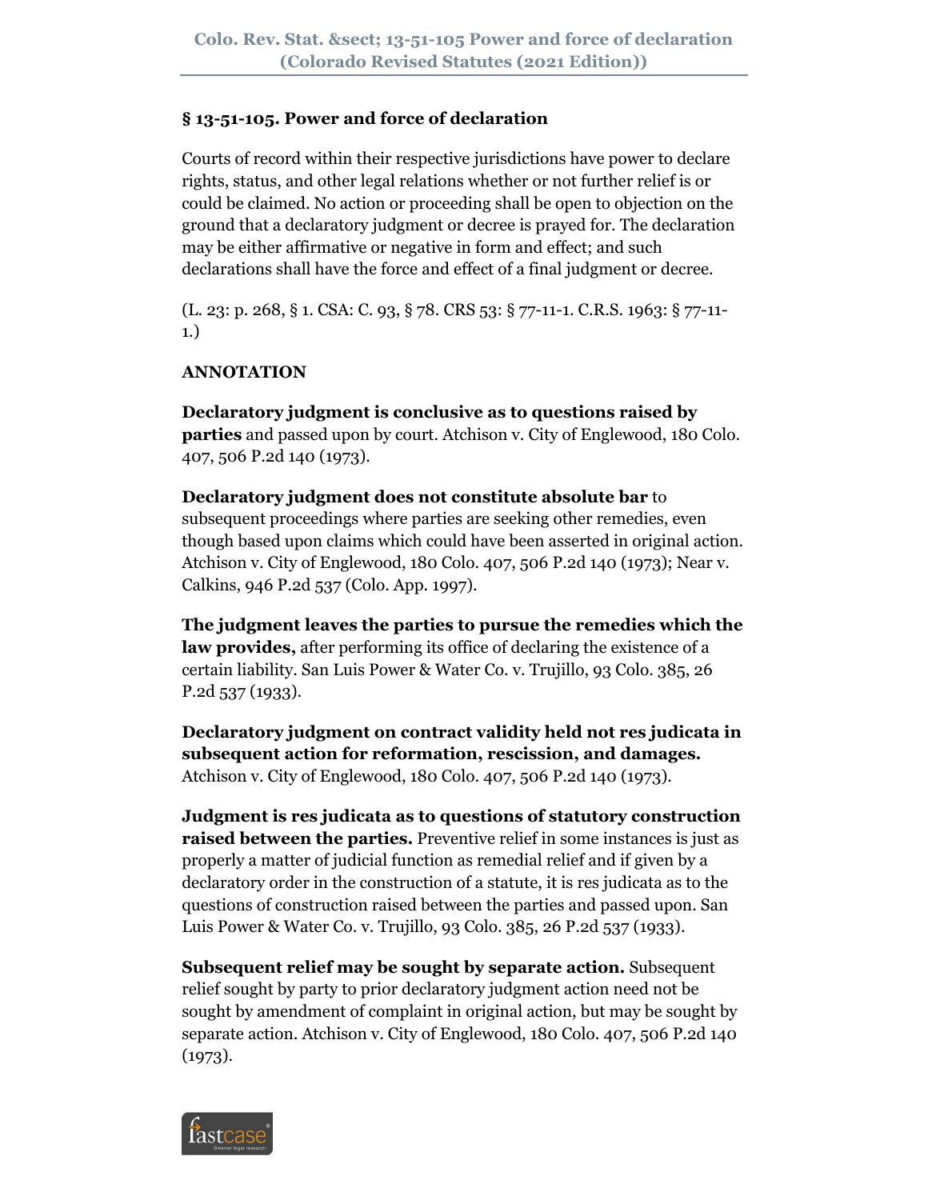## § 13-51-105. Power and force of declaration

Courts of record within their respective jurisdictions have power to declare rights, status, and other legal relations whether or not further relief is or could be claimed. No action or proceeding shall be open to objection on the ground that a declaratory judgment or decree is prayed for. The declaration may be either affirmative or negative in form and effect; and such declarations shall have the force and effect of a final judgment or decree.

(L. 23: p. 268, § 1. CSA: C. 93, § 78. CRS 53: § 77-11-1. C.R.S. 1963: § 77-11-1.)

**ANNOTATION**

**Declaratory judgment is conclusive as to questions raised by parties** and passed upon by court. Atchison v. City of Englewood, 180 Colo. 407, 506 P.2d 140 (1973).

**Declaratory judgment does not constitute absolute bar** to subsequent proceedings where parties are seeking other remedies, even though based upon claims which could have been asserted in original action. Atchison v. City of Englewood, 180 Colo. 407, 506 P.2d 140 (1973); Near v. Calkins, 946 P.2d 537 (Colo. App. 1997).

**The judgment leaves the parties to pursue the remedies which the law provides,** after performing its office of declaring the existence of a certain liability. San Luis Power & Water Co. v. Trujillo, 93 Colo. 385, 26 P.2d 537 (1933).

**Declaratory judgment on contract validity held not res judicata in subsequent action for reformation, rescission, and damages.** Atchison v. City of Englewood, 180 Colo. 407, 506 P.2d 140 (1973).

**Judgment is res judicata as to questions of statutory construction raised between the parties.** Preventive relief in some instances is just as properly a matter of judicial function as remedial relief and if given by a declaratory order in the construction of a statute, it is res judicata as to the questions of construction raised between the parties and passed upon. San Luis Power & Water Co. v. Trujillo, 93 Colo. 385, 26 P.2d 537 (1933).

**Subsequent relief may be sought by separate action.** Subsequent relief sought by party to prior declaratory judgment action need not be sought by amendment of complaint in original action, but may be sought by separate action. Atchison v. City of Englewood, 180 Colo. 407, 506 P.2d 140 (1973).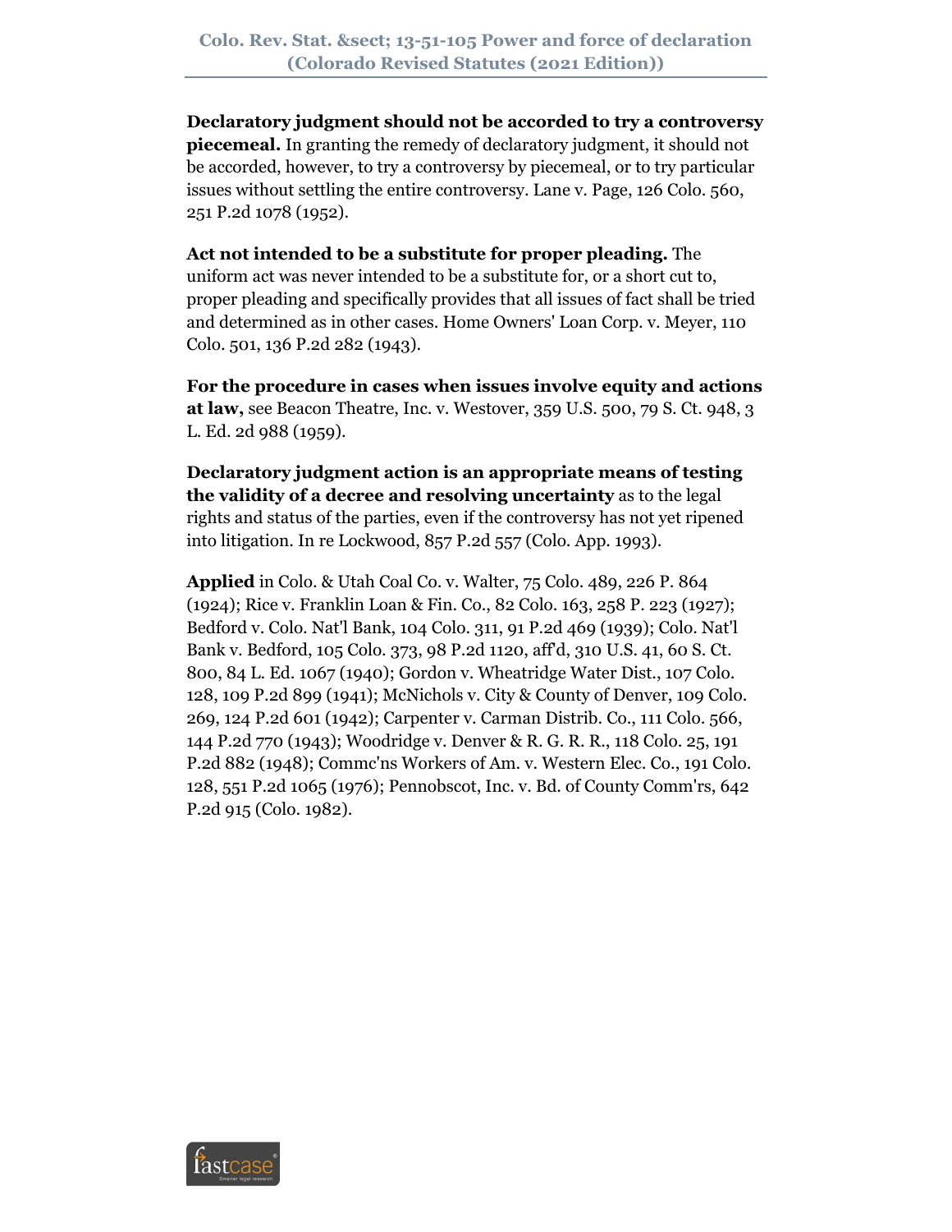**Declaratory judgment should not be accorded to try a controversy piecemeal.** In granting the remedy of declaratory judgment, it should not be accorded, however, to try a controversy by piecemeal, or to try particular issues without settling the entire controversy. Lane v. Page, 126 Colo. 560, 251 P.2d 1078 (1952).

**Act not intended to be a substitute for proper pleading.** The uniform act was never intended to be a substitute for, or a short cut to, proper pleading and specifically provides that all issues of fact shall be tried and determined as in other cases. Home Owners' Loan Corp. v. Meyer, 110 Colo. 501, 136 P.2d 282 (1943).

**For the procedure in cases when issues involve equity and actions at law,** see Beacon Theatre, Inc. v. Westover, 359 U.S. 500, 79 S. Ct. 948, 3 L. Ed. 2d 988 (1959).

**Declaratory judgment action is an appropriate means of testing the validity of a decree and resolving uncertainty** as to the legal rights and status of the parties, even if the controversy has not yet ripened into litigation. In re Lockwood, 857 P.2d 557 (Colo. App. 1993).

**Applied** in Colo. & Utah Coal Co. v. Walter, 75 Colo. 489, 226 P. 864 (1924); Rice v. Franklin Loan & Fin. Co., 82 Colo. 163, 258 P. 223 (1927); Bedford v. Colo. Nat'l Bank, 104 Colo. 311, 91 P.2d 469 (1939); Colo. Nat'l Bank v. Bedford, 105 Colo. 373, 98 P.2d 1120, aff'd, 310 U.S. 41, 60 S. Ct. 800, 84 L. Ed. 1067 (1940); Gordon v. Wheatridge Water Dist., 107 Colo. 128, 109 P.2d 899 (1941); McNichols v. City & County of Denver, 109 Colo. 269, 124 P.2d 601 (1942); Carpenter v. Carman Distrib. Co., 111 Colo. 566, 144 P.2d 770 (1943); Woodridge v. Denver & R. G. R. R., 118 Colo. 25, 191 P.2d 882 (1948); Commc'ns Workers of Am. v. Western Elec. Co., 191 Colo. 128, 551 P.2d 1065 (1976); Pennobscot, Inc. v. Bd. of County Comm'rs, 642 P.2d 915 (Colo. 1982).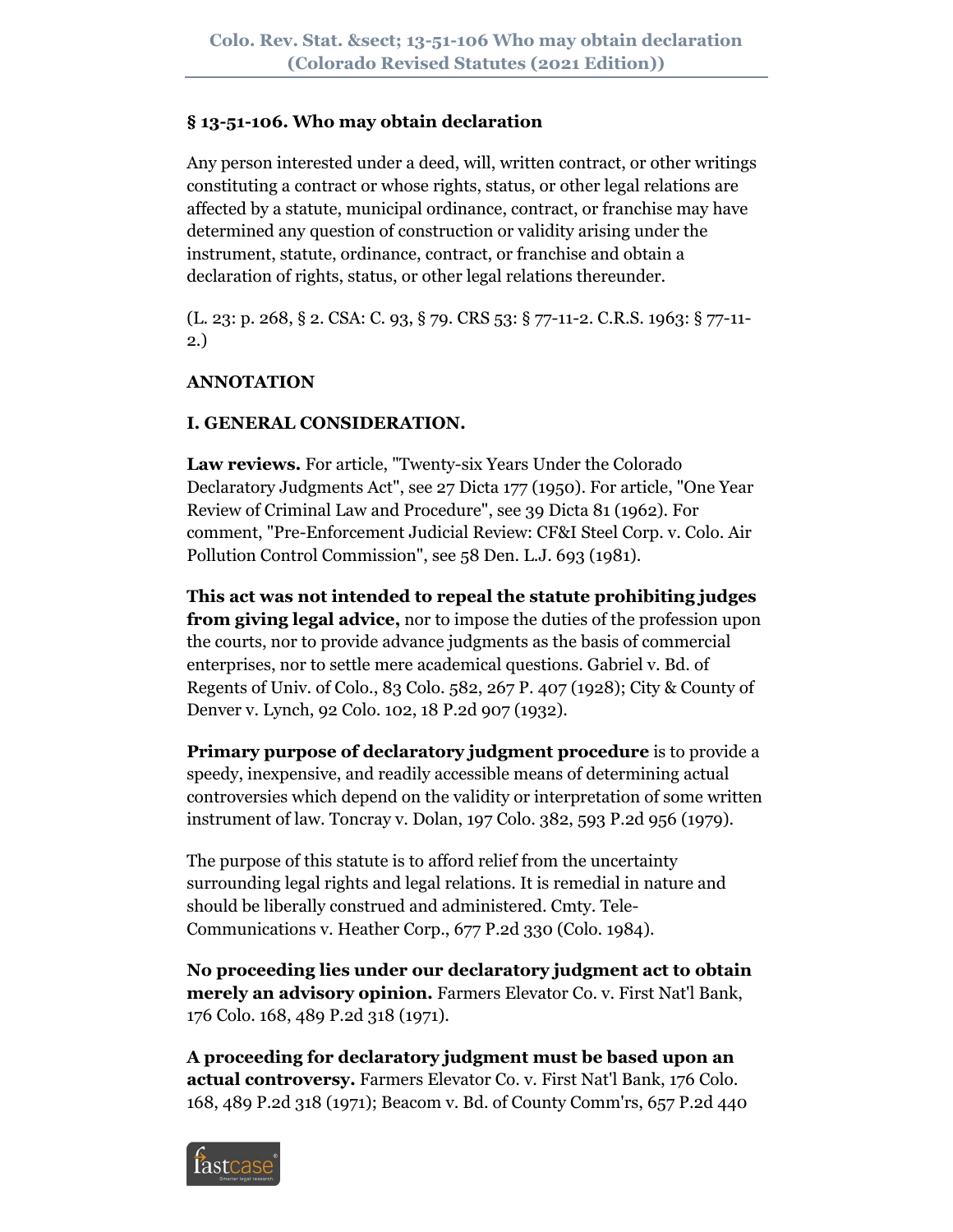## § 13-51-106. Who may obtain declaration

Any person interested under a deed, will, written contract, or other writings constituting a contract or whose rights, status, or other legal relations are affected by a statute, municipal ordinance, contract, or franchise may have determined any question of construction or validity arising under the instrument, statute, ordinance, contract, or franchise and obtain a declaration of rights, status, or other legal relations thereunder.

(L. 23: p. 268, § 2. CSA: C. 93, § 79. CRS 53: § 77-11-2. C.R.S. 1963: § 77-11-2.)

**ANNOTATION**

**I. GENERAL CONSIDERATION.**

**Law reviews.** For article, "Twenty-six Years Under the Colorado Declaratory Judgments Act", see 27 Dicta 177 (1950). For article, "One Year Review of Criminal Law and Procedure", see 39 Dicta 81 (1962). For comment, "Pre-Enforcement Judicial Review: CF&I Steel Corp. v. Colo. Air Pollution Control Commission", see 58 Den. L.J. 693 (1981).

**This act was not intended to repeal the statute prohibiting judges from giving legal advice,** nor to impose the duties of the profession upon the courts, nor to provide advance judgments as the basis of commercial enterprises, nor to settle mere academical questions. Gabriel v. Bd. of Regents of Univ. of Colo., 83 Colo. 582, 267 P. 407 (1928); City & County of Denver v. Lynch, 92 Colo. 102, 18 P.2d 907 (1932).

**Primary purpose of declaratory judgment procedure** is to provide a speedy, inexpensive, and readily accessible means of determining actual controversies which depend on the validity or interpretation of some written instrument of law. Toncray v. Dolan, 197 Colo. 382, 593 P.2d 956 (1979).

The purpose of this statute is to afford relief from the uncertainty surrounding legal rights and legal relations. It is remedial in nature and should be liberally construed and administered. Cmty. Tele-Communications v. Heather Corp., 677 P.2d 330 (Colo. 1984).

**No proceeding lies under our declaratory judgment act to obtain merely an advisory opinion.** Farmers Elevator Co. v. First Nat'l Bank, 176 Colo. 168, 489 P.2d 318 (1971).

**A proceeding for declaratory judgment must be based upon an actual controversy.** Farmers Elevator Co. v. First Nat'l Bank, 176 Colo. 168, 489 P.2d 318 (1971); Beacom v. Bd. of County Comm'rs, 657 P.2d 440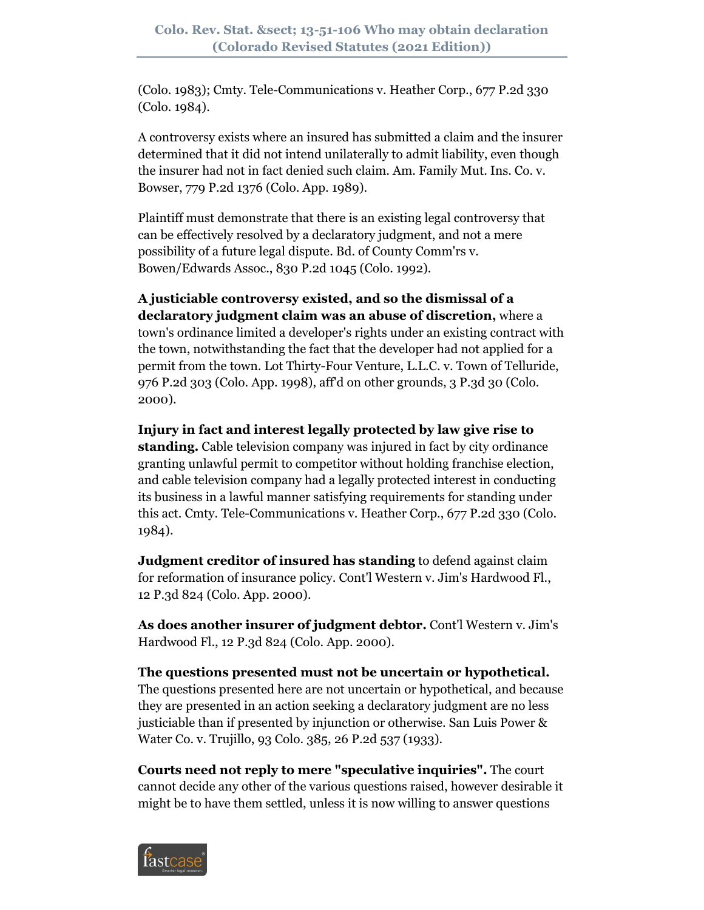(Colo. 1983); Cmty. Tele-Communications v. Heather Corp., 677 P.2d 330 (Colo. 1984).

A controversy exists where an insured has submitted a claim and the insurer determined that it did not intend unilaterally to admit liability, even though the insurer had not in fact denied such claim. Am. Family Mut. Ins. Co. v. Bowser, 779 P.2d 1376 (Colo. App. 1989).

Plaintiff must demonstrate that there is an existing legal controversy that can be effectively resolved by a declaratory judgment, and not a mere possibility of a future legal dispute. Bd. of County Comm'rs v. Bowen/Edwards Assoc., 830 P.2d 1045 (Colo. 1992).

**A justiciable controversy existed, and so the dismissal of a declaratory judgment claim was an abuse of discretion,** where a town's ordinance limited a developer's rights under an existing contract with the town, notwithstanding the fact that the developer had not applied for a permit from the town. Lot Thirty-Four Venture, L.L.C. v. Town of Telluride, 976 P.2d 303 (Colo. App. 1998), aff'd on other grounds, 3 P.3d 30 (Colo. 2000).

**Injury in fact and interest legally protected by law give rise to standing.** Cable television company was injured in fact by city ordinance granting unlawful permit to competitor without holding franchise election, and cable television company had a legally protected interest in conducting its business in a lawful manner satisfying requirements for standing under this act. Cmty. Tele-Communications v. Heather Corp., 677 P.2d 330 (Colo. 1984).

**Judgment creditor of insured has standing** to defend against claim for reformation of insurance policy. Cont'l Western v. Jim's Hardwood Fl., 12 P.3d 824 (Colo. App. 2000).

**As does another insurer of judgment debtor.** Cont'l Western v. Jim's Hardwood Fl., 12 P.3d 824 (Colo. App. 2000).

**The questions presented must not be uncertain or hypothetical.** The questions presented here are not uncertain or hypothetical, and because they are presented in an action seeking a declaratory judgment are no less justiciable than if presented by injunction or otherwise. San Luis Power & Water Co. v. Trujillo, 93 Colo. 385, 26 P.2d 537 (1933).

**Courts need not reply to mere "speculative inquiries".** The court cannot decide any other of the various questions raised, however desirable it might be to have them settled, unless it is now willing to answer questions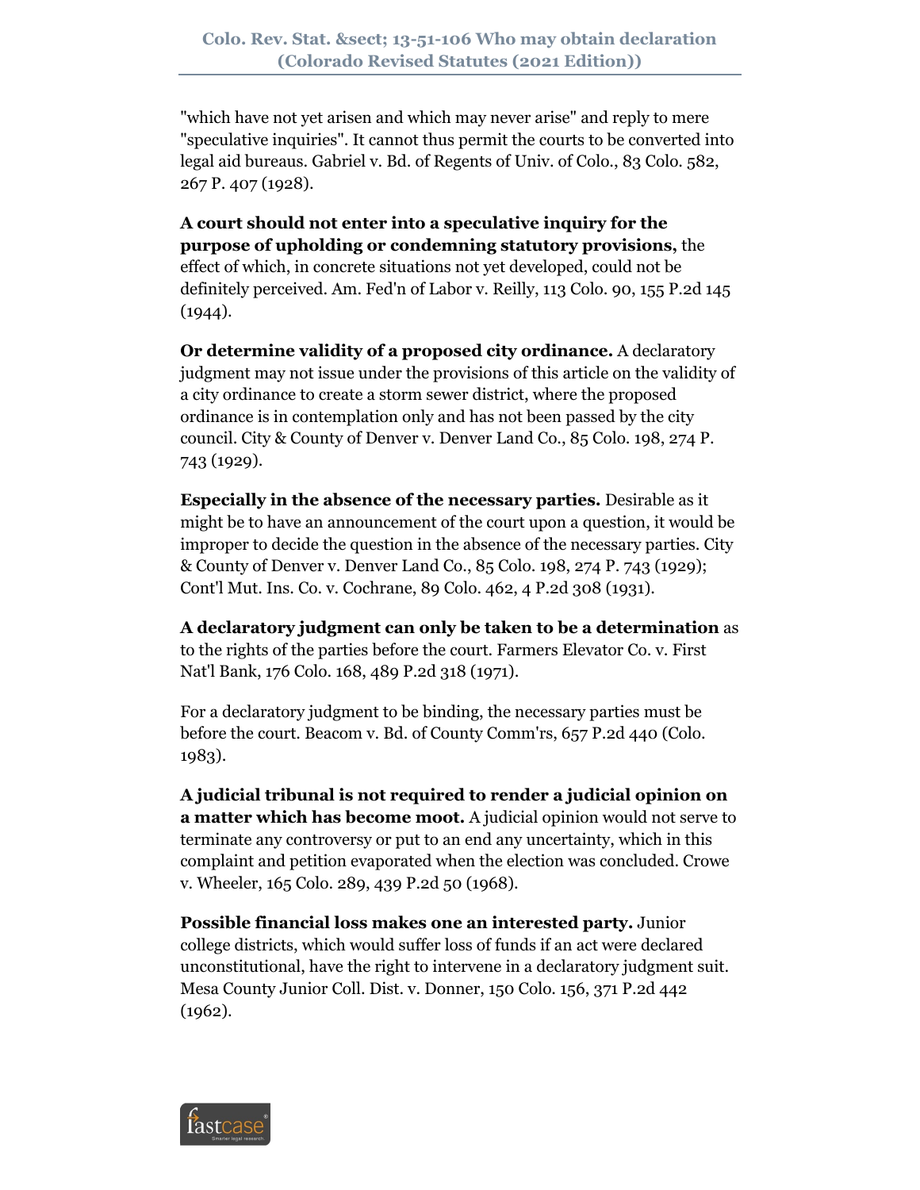"which have not yet arisen and which may never arise" and reply to mere "speculative inquiries". It cannot thus permit the courts to be converted into legal aid bureaus. Gabriel v. Bd. of Regents of Univ. of Colo., 83 Colo. 582, 267 P. 407 (1928).

**A court should not enter into a speculative inquiry for the purpose of upholding or condemning statutory provisions,** the effect of which, in concrete situations not yet developed, could not be definitely perceived. Am. Fed'n of Labor v. Reilly, 113 Colo. 90, 155 P.2d 145 (1944).

**Or determine validity of a proposed city ordinance.** A declaratory judgment may not issue under the provisions of this article on the validity of a city ordinance to create a storm sewer district, where the proposed ordinance is in contemplation only and has not been passed by the city council. City & County of Denver v. Denver Land Co., 85 Colo. 198, 274 P. 743 (1929).

**Especially in the absence of the necessary parties.** Desirable as it might be to have an announcement of the court upon a question, it would be improper to decide the question in the absence of the necessary parties. City & County of Denver v. Denver Land Co., 85 Colo. 198, 274 P. 743 (1929); Cont'l Mut. Ins. Co. v. Cochrane, 89 Colo. 462, 4 P.2d 308 (1931).

**A declaratory judgment can only be taken to be a determination** as to the rights of the parties before the court. Farmers Elevator Co. v. First Nat'l Bank, 176 Colo. 168, 489 P.2d 318 (1971).

For a declaratory judgment to be binding, the necessary parties must be before the court. Beacom v. Bd. of County Comm'rs, 657 P.2d 440 (Colo. 1983).

**A judicial tribunal is not required to render a judicial opinion on a matter which has become moot.** A judicial opinion would not serve to terminate any controversy or put to an end any uncertainty, which in this complaint and petition evaporated when the election was concluded. Crowe v. Wheeler, 165 Colo. 289, 439 P.2d 50 (1968).

**Possible financial loss makes one an interested party.** Junior college districts, which would suffer loss of funds if an act were declared unconstitutional, have the right to intervene in a declaratory judgment suit. Mesa County Junior Coll. Dist. v. Donner, 150 Colo. 156, 371 P.2d 442 (1962).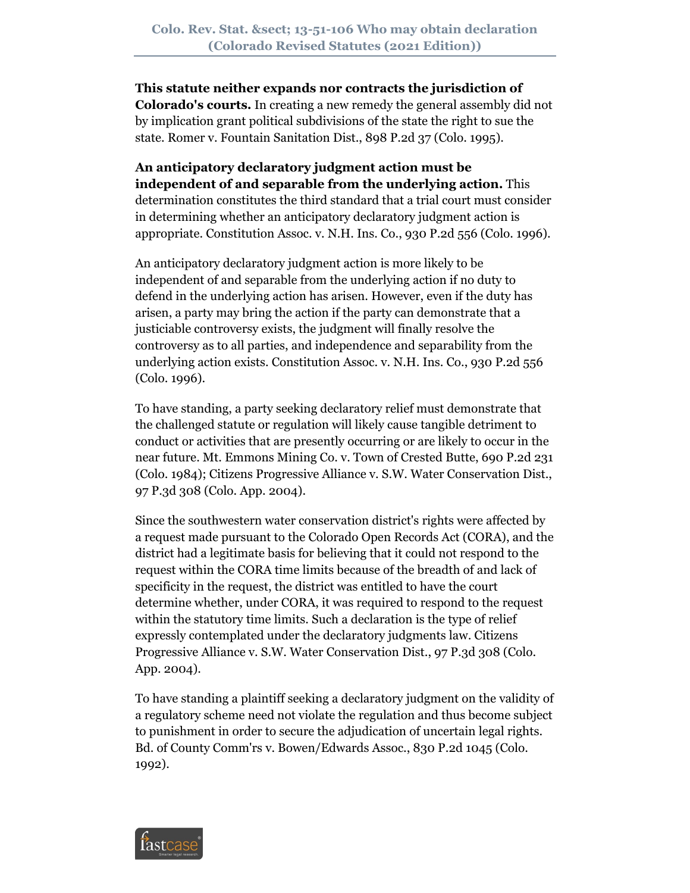**This statute neither expands nor contracts the jurisdiction of Colorado's courts.** In creating a new remedy the general assembly did not by implication grant political subdivisions of the state the right to sue the state. Romer v. Fountain Sanitation Dist., 898 P.2d 37 (Colo. 1995).

**An anticipatory declaratory judgment action must be independent of and separable from the underlying action.** This determination constitutes the third standard that a trial court must consider in determining whether an anticipatory declaratory judgment action is appropriate. Constitution Assoc. v. N.H. Ins. Co., 930 P.2d 556 (Colo. 1996).

An anticipatory declaratory judgment action is more likely to be independent of and separable from the underlying action if no duty to defend in the underlying action has arisen. However, even if the duty has arisen, a party may bring the action if the party can demonstrate that a justiciable controversy exists, the judgment will finally resolve the controversy as to all parties, and independence and separability from the underlying action exists. Constitution Assoc. v. N.H. Ins. Co., 930 P.2d 556 (Colo. 1996).

To have standing, a party seeking declaratory relief must demonstrate that the challenged statute or regulation will likely cause tangible detriment to conduct or activities that are presently occurring or are likely to occur in the near future. Mt. Emmons Mining Co. v. Town of Crested Butte, 690 P.2d 231 (Colo. 1984); Citizens Progressive Alliance v. S.W. Water Conservation Dist., 97 P.3d 308 (Colo. App. 2004).

Since the southwestern water conservation district's rights were affected by a request made pursuant to the Colorado Open Records Act (CORA), and the district had a legitimate basis for believing that it could not respond to the request within the CORA time limits because of the breadth of and lack of specificity in the request, the district was entitled to have the court determine whether, under CORA, it was required to respond to the request within the statutory time limits. Such a declaration is the type of relief expressly contemplated under the declaratory judgments law. Citizens Progressive Alliance v. S.W. Water Conservation Dist., 97 P.3d 308 (Colo. App. 2004).

To have standing a plaintiff seeking a declaratory judgment on the validity of a regulatory scheme need not violate the regulation and thus become subject to punishment in order to secure the adjudication of uncertain legal rights. Bd. of County Comm'rs v. Bowen/Edwards Assoc., 830 P.2d 1045 (Colo. 1992).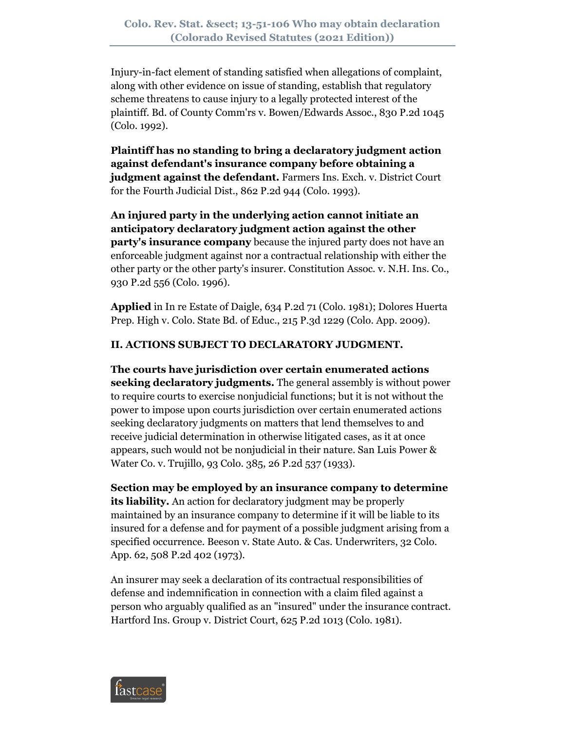Injury-in-fact element of standing satisfied when allegations of complaint, along with other evidence on issue of standing, establish that regulatory scheme threatens to cause injury to a legally protected interest of the plaintiff. Bd. of County Comm'rs v. Bowen/Edwards Assoc., 830 P.2d 1045 (Colo. 1992).

**Plaintiff has no standing to bring a declaratory judgment action against defendant's insurance company before obtaining a judgment against the defendant.** Farmers Ins. Exch. v. District Court for the Fourth Judicial Dist., 862 P.2d 944 (Colo. 1993).

**An injured party in the underlying action cannot initiate an anticipatory declaratory judgment action against the other party's insurance company** because the injured party does not have an enforceable judgment against nor a contractual relationship with either the other party or the other party's insurer. Constitution Assoc. v. N.H. Ins. Co., 930 P.2d 556 (Colo. 1996).

**Applied** in In re Estate of Daigle, 634 P.2d 71 (Colo. 1981); Dolores Huerta Prep. High v. Colo. State Bd. of Educ., 215 P.3d 1229 (Colo. App. 2009).

**II. ACTIONS SUBJECT TO DECLARATORY JUDGMENT.**

**The courts have jurisdiction over certain enumerated actions seeking declaratory judgments.** The general assembly is without power to require courts to exercise nonjudicial functions; but it is not without the power to impose upon courts jurisdiction over certain enumerated actions seeking declaratory judgments on matters that lend themselves to and receive judicial determination in otherwise litigated cases, as it at once appears, such would not be nonjudicial in their nature. San Luis Power & Water Co. v. Trujillo, 93 Colo. 385, 26 P.2d 537 (1933).

**Section may be employed by an insurance company to determine its liability.** An action for declaratory judgment may be properly maintained by an insurance company to determine if it will be liable to its insured for a defense and for payment of a possible judgment arising from a specified occurrence. Beeson v. State Auto. & Cas. Underwriters, 32 Colo. App. 62, 508 P.2d 402 (1973).

An insurer may seek a declaration of its contractual responsibilities of defense and indemnification in connection with a claim filed against a person who arguably qualified as an "insured" under the insurance contract. Hartford Ins. Group v. District Court, 625 P.2d 1013 (Colo. 1981).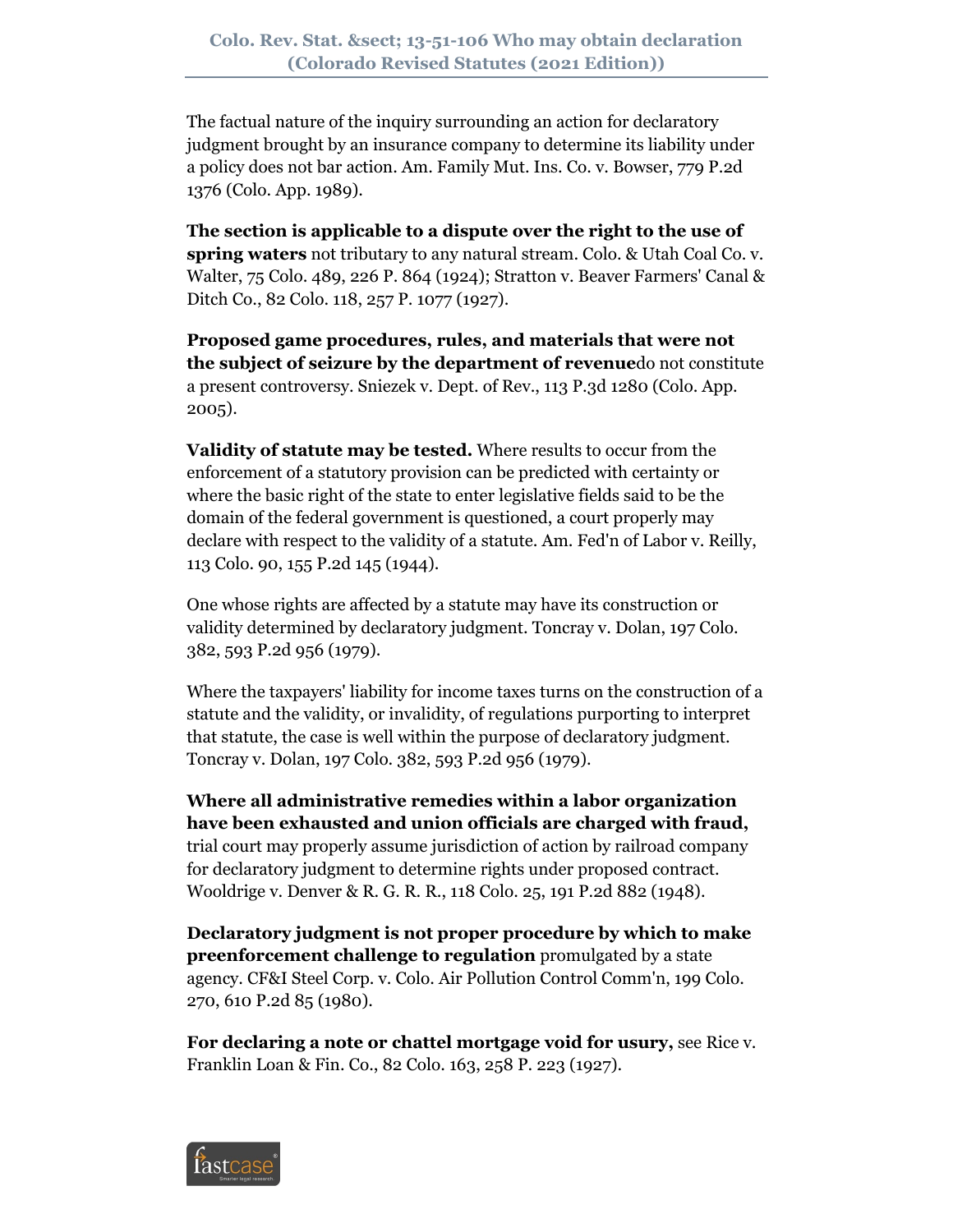The factual nature of the inquiry surrounding an action for declaratory judgment brought by an insurance company to determine its liability under a policy does not bar action. Am. Family Mut. Ins. Co. v. Bowser, 779 P.2d 1376 (Colo. App. 1989).

**The section is applicable to a dispute over the right to the use of spring waters** not tributary to any natural stream. Colo. & Utah Coal Co. v. Walter, 75 Colo. 489, 226 P. 864 (1924); Stratton v. Beaver Farmers' Canal & Ditch Co., 82 Colo. 118, 257 P. 1077 (1927).

**Proposed game procedures, rules, and materials that were not the subject of seizure by the department of revenue**do not constitute a present controversy. Sniezek v. Dept. of Rev., 113 P.3d 1280 (Colo. App. 2005).

**Validity of statute may be tested.** Where results to occur from the enforcement of a statutory provision can be predicted with certainty or where the basic right of the state to enter legislative fields said to be the domain of the federal government is questioned, a court properly may declare with respect to the validity of a statute. Am. Fed'n of Labor v. Reilly, 113 Colo. 90, 155 P.2d 145 (1944).

One whose rights are affected by a statute may have its construction or validity determined by declaratory judgment. Toncray v. Dolan, 197 Colo. 382, 593 P.2d 956 (1979).

Where the taxpayers' liability for income taxes turns on the construction of a statute and the validity, or invalidity, of regulations purporting to interpret that statute, the case is well within the purpose of declaratory judgment. Toncray v. Dolan, 197 Colo. 382, 593 P.2d 956 (1979).

**Where all administrative remedies within a labor organization have been exhausted and union officials are charged with fraud,** trial court may properly assume jurisdiction of action by railroad company for declaratory judgment to determine rights under proposed contract. Wooldrige v. Denver & R. G. R. R., 118 Colo. 25, 191 P.2d 882 (1948).

**Declaratory judgment is not proper procedure by which to make preenforcement challenge to regulation** promulgated by a state agency. CF&I Steel Corp. v. Colo. Air Pollution Control Comm'n, 199 Colo. 270, 610 P.2d 85 (1980).

**For declaring a note or chattel mortgage void for usury,** see Rice v. Franklin Loan & Fin. Co., 82 Colo. 163, 258 P. 223 (1927).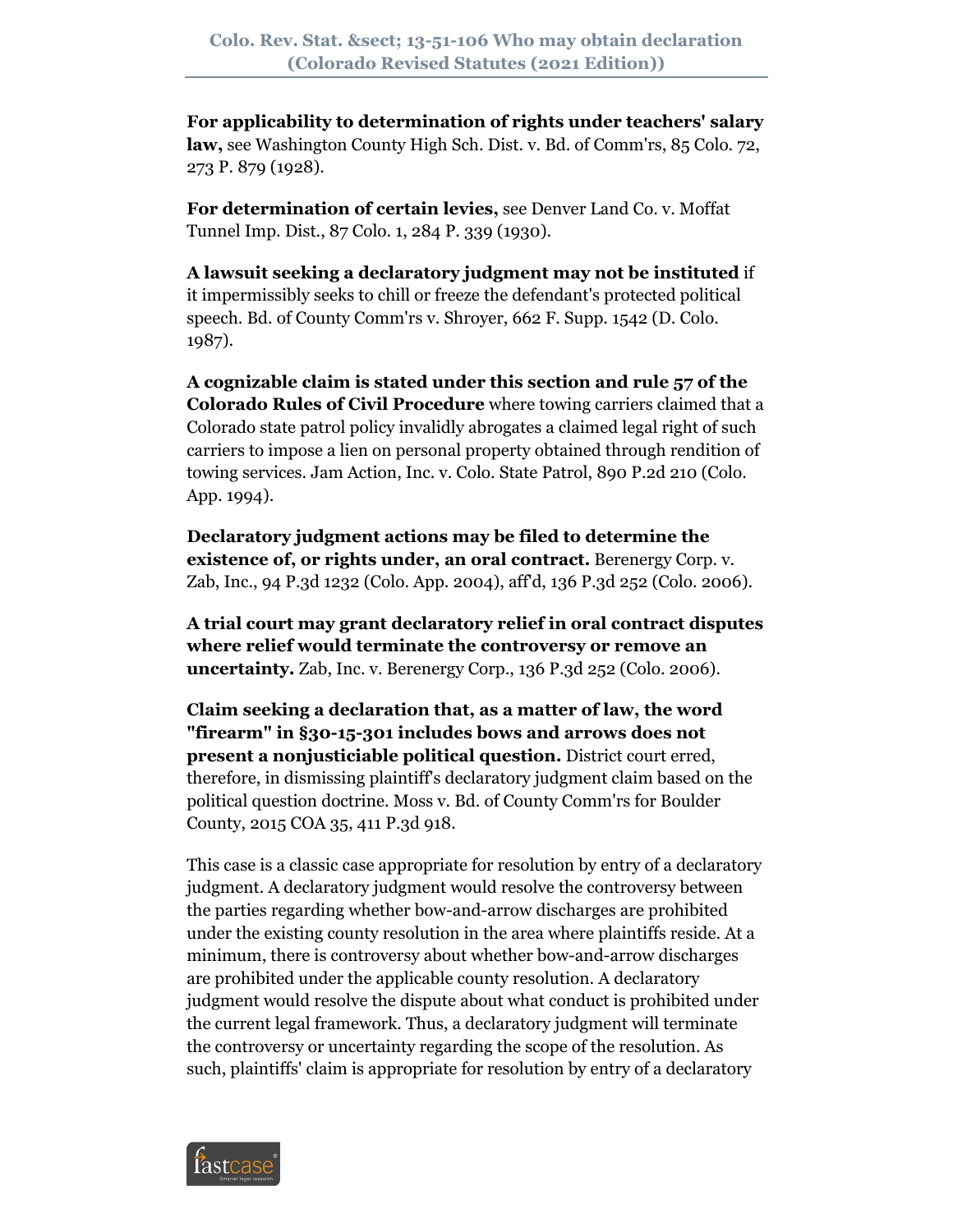**For applicability to determination of rights under teachers' salary law,** see Washington County High Sch. Dist. v. Bd. of Comm'rs, 85 Colo. 72, 273 P. 879 (1928).

**For determination of certain levies,** see Denver Land Co. v. Moffat Tunnel Imp. Dist., 87 Colo. 1, 284 P. 339 (1930).

**A lawsuit seeking a declaratory judgment may not be instituted** if it impermissibly seeks to chill or freeze the defendant's protected political speech. Bd. of County Comm'rs v. Shroyer, 662 F. Supp. 1542 (D. Colo. 1987).

**A cognizable claim is stated under this section and rule 57 of the Colorado Rules of Civil Procedure** where towing carriers claimed that a Colorado state patrol policy invalidly abrogates a claimed legal right of such carriers to impose a lien on personal property obtained through rendition of towing services. Jam Action, Inc. v. Colo. State Patrol, 890 P.2d 210 (Colo. App. 1994).

**Declaratory judgment actions may be filed to determine the existence of, or rights under, an oral contract.** Berenergy Corp. v. Zab, Inc., 94 P.3d 1232 (Colo. App. 2004), aff'd, 136 P.3d 252 (Colo. 2006).

**A trial court may grant declaratory relief in oral contract disputes where relief would terminate the controversy or remove an uncertainty.** Zab, Inc. v. Berenergy Corp., 136 P.3d 252 (Colo. 2006).

**Claim seeking a declaration that, as a matter of law, the word "firearm" in §30-15-301 includes bows and arrows does not present a nonjusticiable political question.** District court erred, therefore, in dismissing plaintiff's declaratory judgment claim based on the political question doctrine. Moss v. Bd. of County Comm'rs for Boulder County, 2015 COA 35, 411 P.3d 918.

This case is a classic case appropriate for resolution by entry of a declaratory judgment. A declaratory judgment would resolve the controversy between the parties regarding whether bow-and-arrow discharges are prohibited under the existing county resolution in the area where plaintiffs reside. At a minimum, there is controversy about whether bow-and-arrow discharges are prohibited under the applicable county resolution. A declaratory judgment would resolve the dispute about what conduct is prohibited under the current legal framework. Thus, a declaratory judgment will terminate the controversy or uncertainty regarding the scope of the resolution. As such, plaintiffs' claim is appropriate for resolution by entry of a declaratory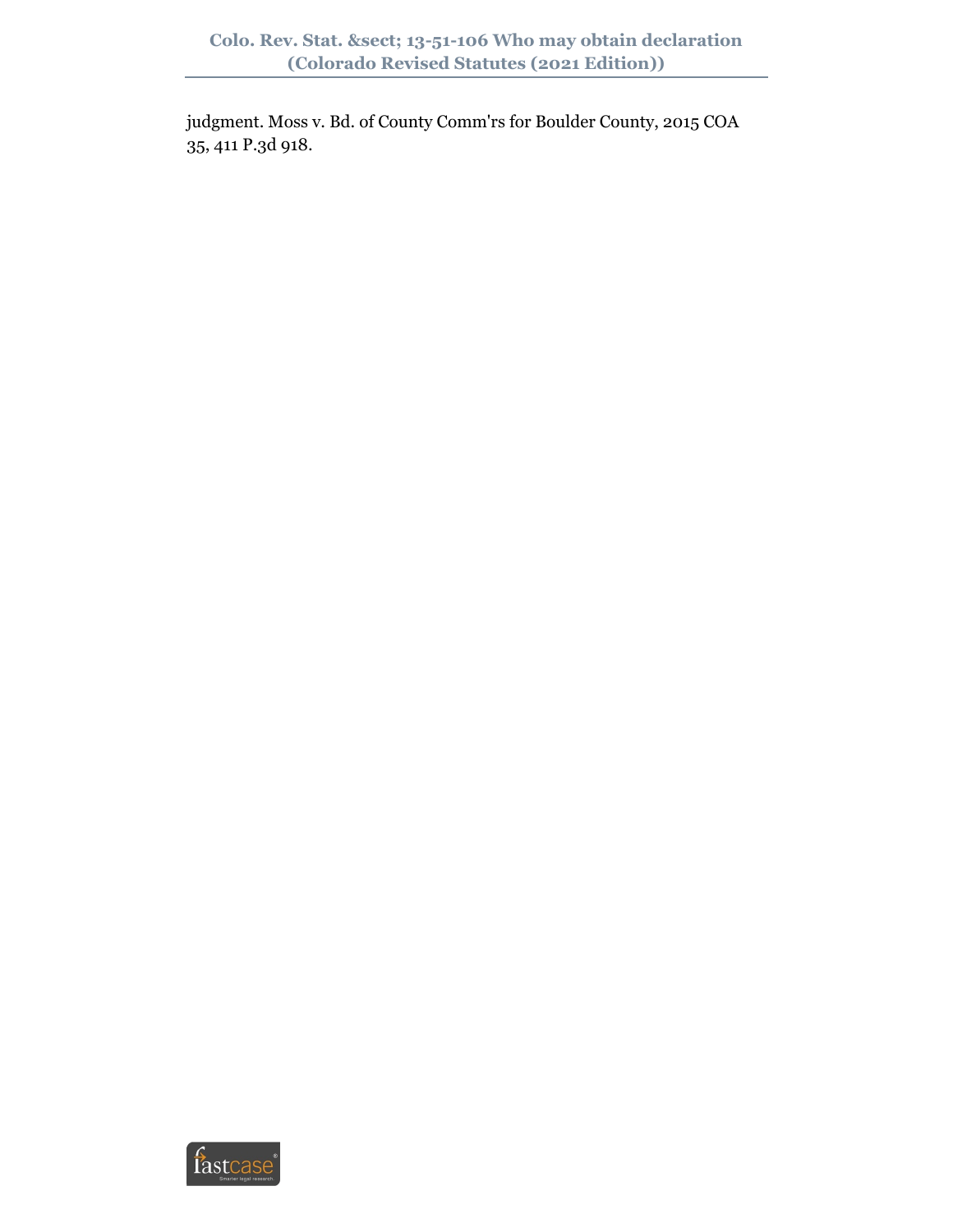judgment. Moss v. Bd. of County Comm'rs for Boulder County, 2015 COA 35, 411 P.3d 918.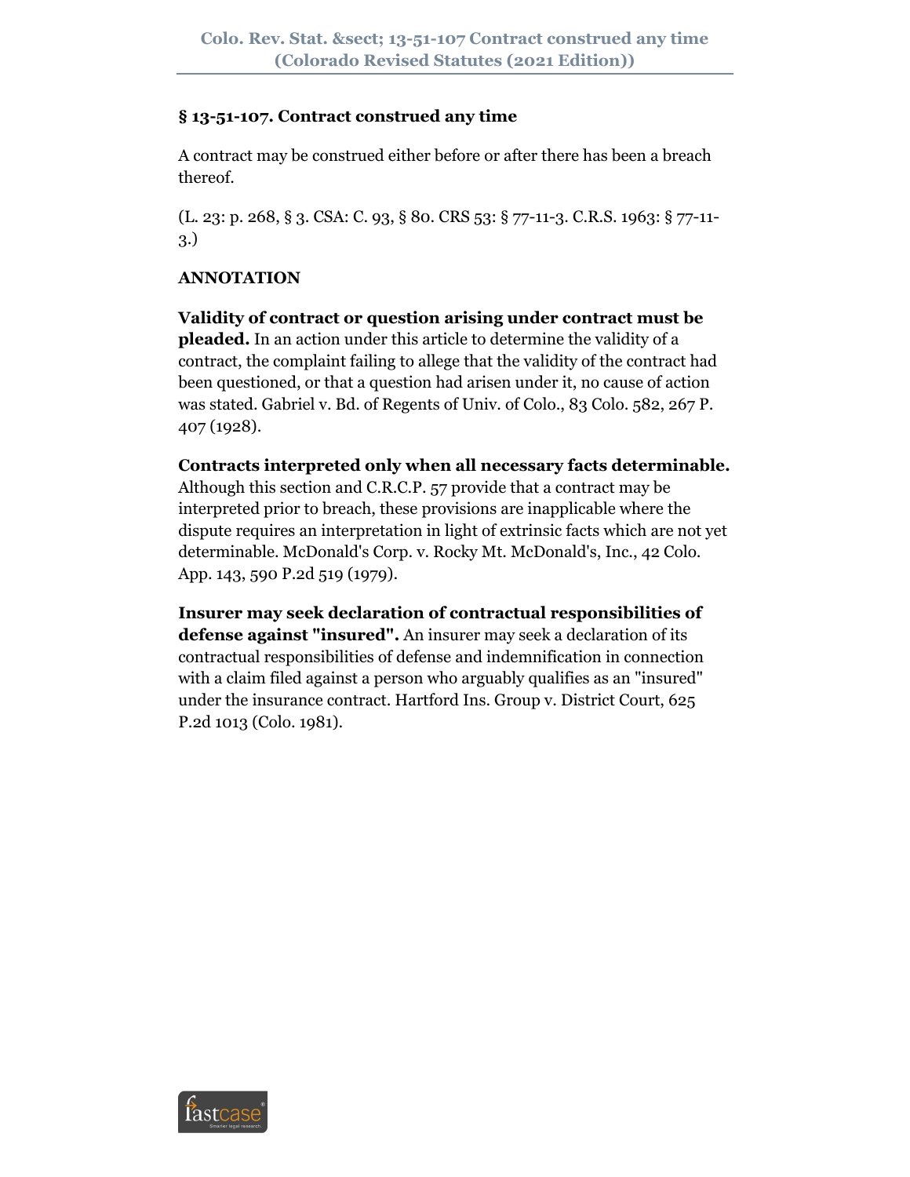## § 13-51-107. Contract construed any time

A contract may be construed either before or after there has been a breach thereof.

(L. 23: p. 268, § 3. CSA: C. 93, § 80. CRS 53: § 77-11-3. C.R.S. 1963: § 77-11-3.)

**ANNOTATION**

**Validity of contract or question arising under contract must be pleaded.** In an action under this article to determine the validity of a contract, the complaint failing to allege that the validity of the contract had been questioned, or that a question had arisen under it, no cause of action was stated. Gabriel v. Bd. of Regents of Univ. of Colo., 83 Colo. 582, 267 P. 407 (1928).

**Contracts interpreted only when all necessary facts determinable.** Although this section and C.R.C.P. 57 provide that a contract may be interpreted prior to breach, these provisions are inapplicable where the dispute requires an interpretation in light of extrinsic facts which are not yet determinable. McDonald's Corp. v. Rocky Mt. McDonald's, Inc., 42 Colo. App. 143, 590 P.2d 519 (1979).

**Insurer may seek declaration of contractual responsibilities of defense against "insured".** An insurer may seek a declaration of its contractual responsibilities of defense and indemnification in connection with a claim filed against a person who arguably qualifies as an "insured" under the insurance contract. Hartford Ins. Group v. District Court, 625 P.2d 1013 (Colo. 1981).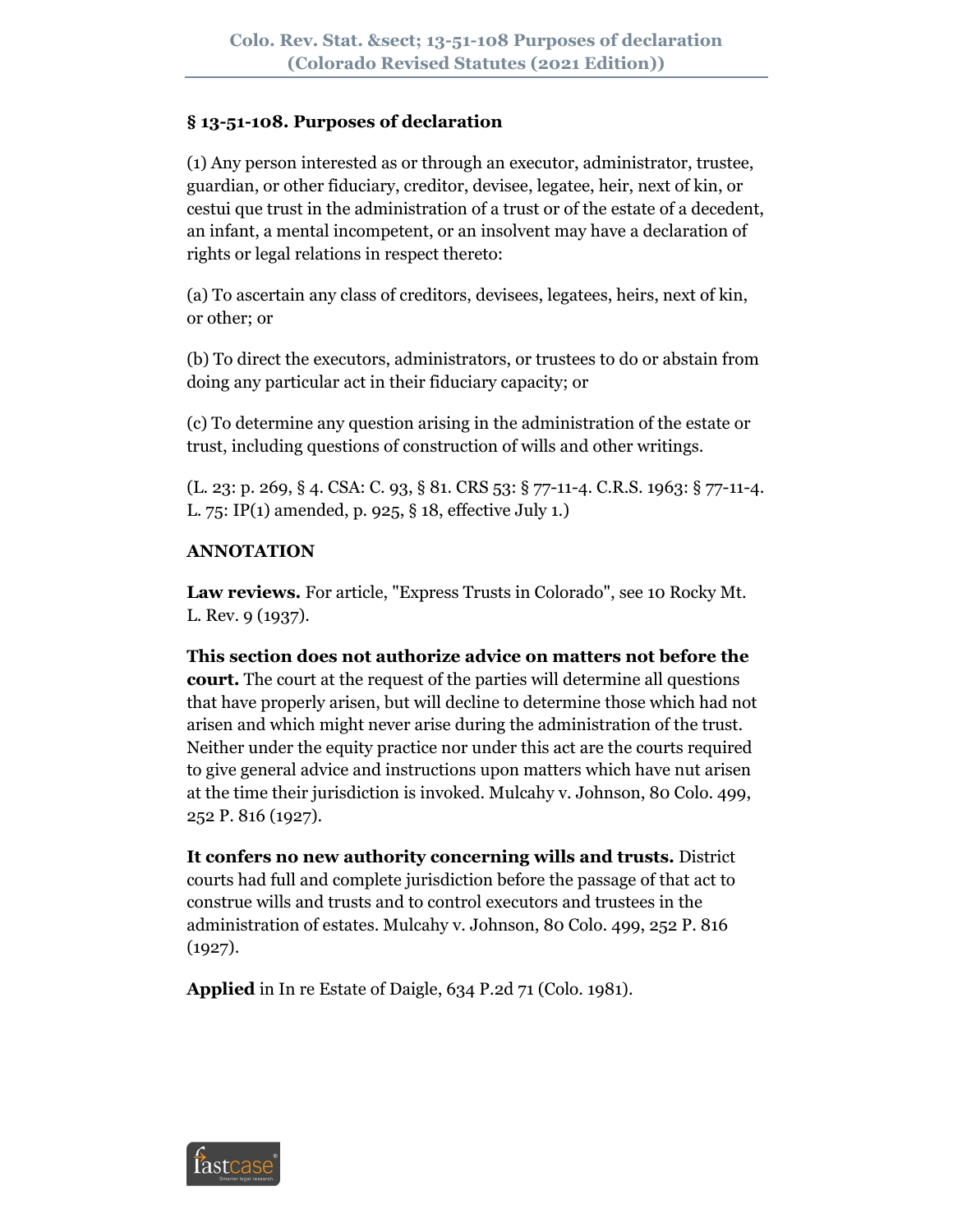### § 13-51-108. Purposes of declaration

(1) Any person interested as or through an executor, administrator, trustee, guardian, or other fiduciary, creditor, devisee, legatee, heir, next of kin, or cestui que trust in the administration of a trust or of the estate of a decedent, an infant, a mental incompetent, or an insolvent may have a declaration of rights or legal relations in respect thereto:

(a) To ascertain any class of creditors, devisees, legatees, heirs, next of kin, or other; or

(b) To direct the executors, administrators, or trustees to do or abstain from doing any particular act in their fiduciary capacity; or

(c) To determine any question arising in the administration of the estate or trust, including questions of construction of wills and other writings.

(L. 23: p. 269, § 4. CSA: C. 93, § 81. CRS 53: § 77-11-4. C.R.S. 1963: § 77-11-4. L. 75: IP(1) amended, p. 925, § 18, effective July 1.)

**ANNOTATION**

**Law reviews.** For article, "Express Trusts in Colorado", see 10 Rocky Mt. L. Rev. 9 (1937).

**This section does not authorize advice on matters not before the court.** The court at the request of the parties will determine all questions that have properly arisen, but will decline to determine those which had not arisen and which might never arise during the administration of the trust. Neither under the equity practice nor under this act are the courts required to give general advice and instructions upon matters which have nut arisen at the time their jurisdiction is invoked. Mulcahy v. Johnson, 80 Colo. 499, 252 P. 816 (1927).

**It confers no new authority concerning wills and trusts.** District courts had full and complete jurisdiction before the passage of that act to construe wills and trusts and to control executors and trustees in the administration of estates. Mulcahy v. Johnson, 80 Colo. 499, 252 P. 816 (1927).

**Applied** in In re Estate of Daigle, 634 P.2d 71 (Colo. 1981).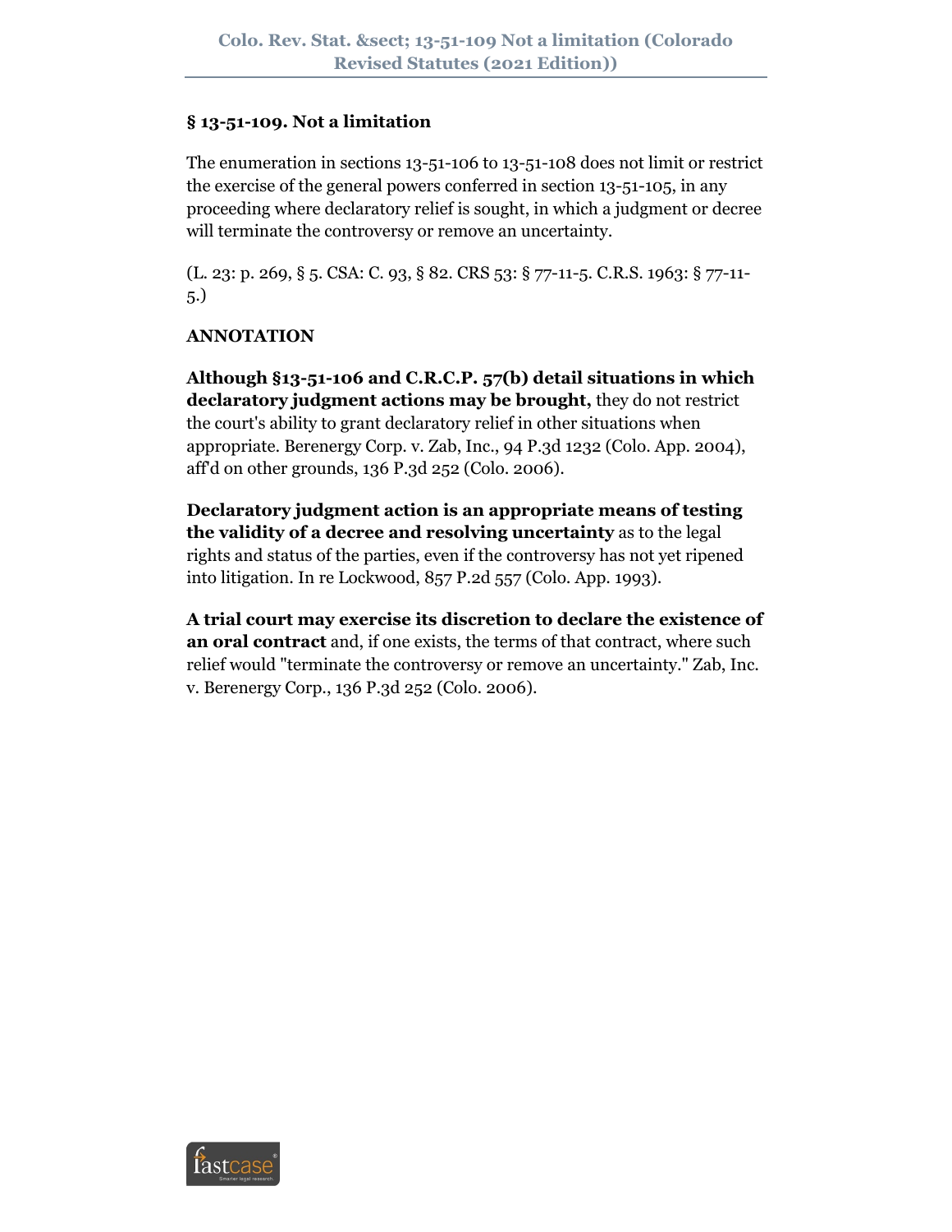## § 13-51-109. Not a limitation

The enumeration in sections 13-51-106 to 13-51-108 does not limit or restrict the exercise of the general powers conferred in section 13-51-105, in any proceeding where declaratory relief is sought, in which a judgment or decree will terminate the controversy or remove an uncertainty.

(L. 23: p. 269, § 5. CSA: C. 93, § 82. CRS 53: § 77-11-5. C.R.S. 1963: § 77-11-5.)

**ANNOTATION**

**Although §13-51-106 and C.R.C.P. 57(b) detail situations in which declaratory judgment actions may be brought,** they do not restrict the court's ability to grant declaratory relief in other situations when appropriate. Berenergy Corp. v. Zab, Inc., 94 P.3d 1232 (Colo. App. 2004), aff'd on other grounds, 136 P.3d 252 (Colo. 2006).

**Declaratory judgment action is an appropriate means of testing the validity of a decree and resolving uncertainty** as to the legal rights and status of the parties, even if the controversy has not yet ripened into litigation. In re Lockwood, 857 P.2d 557 (Colo. App. 1993).

**A trial court may exercise its discretion to declare the existence of an oral contract** and, if one exists, the terms of that contract, where such relief would "terminate the controversy or remove an uncertainty." Zab, Inc. v. Berenergy Corp., 136 P.3d 252 (Colo. 2006).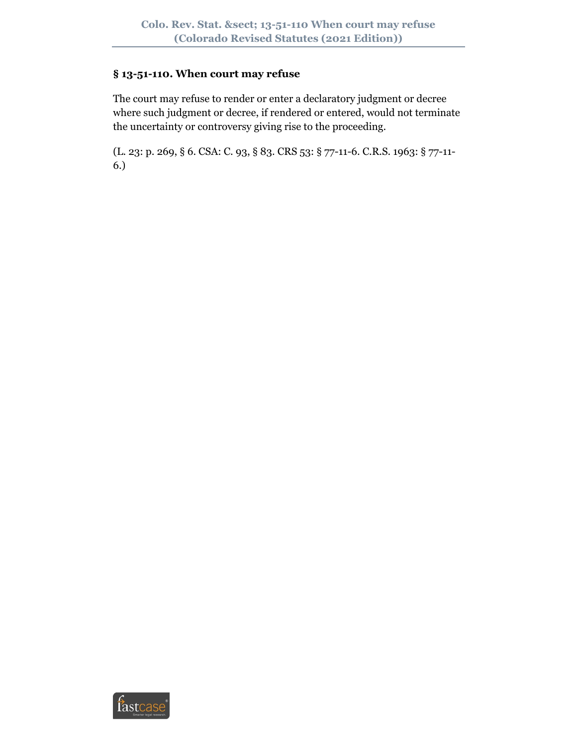## § 13-51-110. When court may refuse

The court may refuse to render or enter a declaratory judgment or decree where such judgment or decree, if rendered or entered, would not terminate the uncertainty or controversy giving rise to the proceeding.

(L. 23: p. 269, § 6. CSA: C. 93, § 83. CRS 53: § 77-11-6. C.R.S. 1963: § 77-11-6.)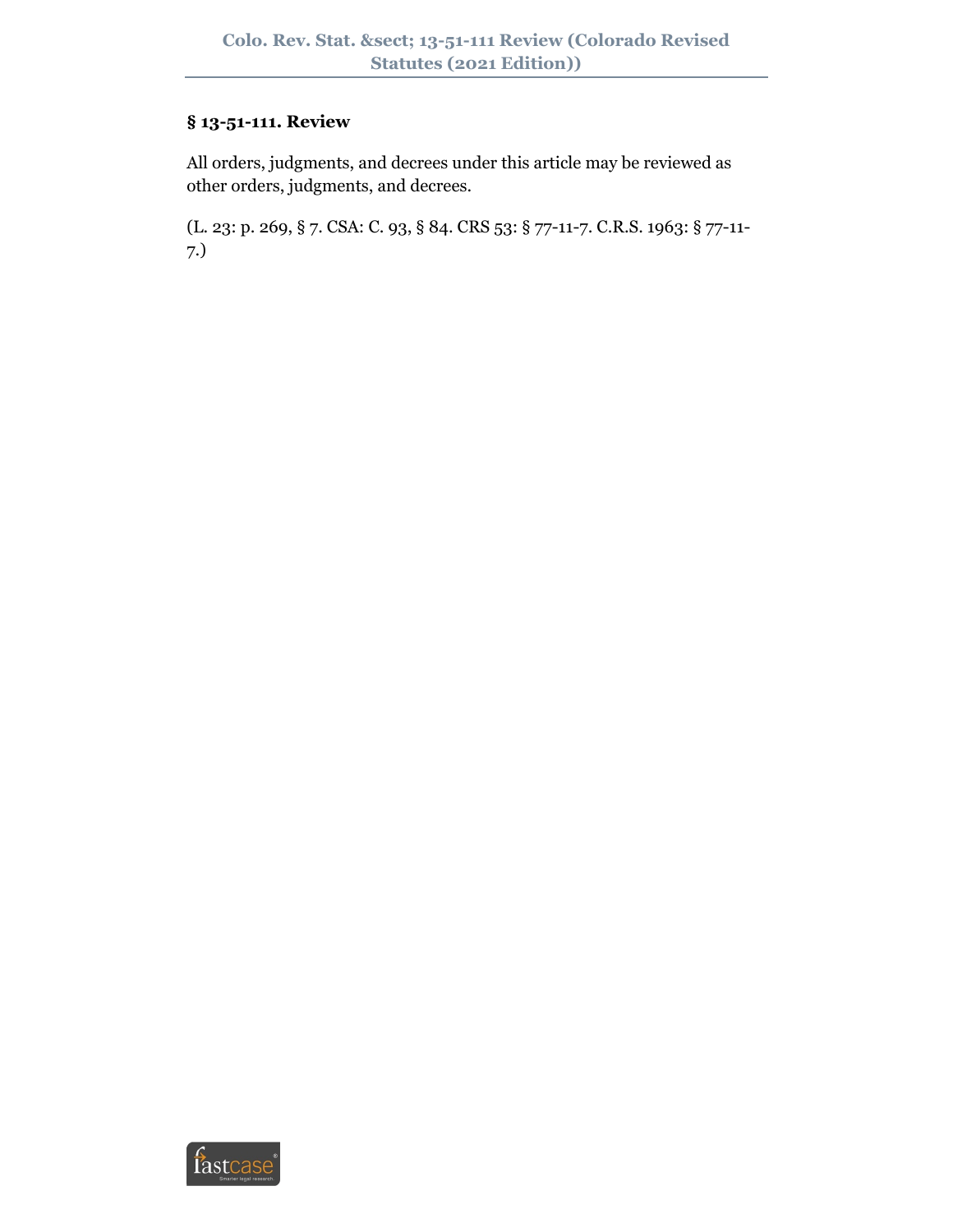## § 13-51-111. Review

All orders, judgments, and decrees under this article may be reviewed as other orders, judgments, and decrees.

(L. 23: p. 269, § 7. CSA: C. 93, § 84. CRS 53: § 77-11-7. C.R.S. 1963: § 77-11-7.)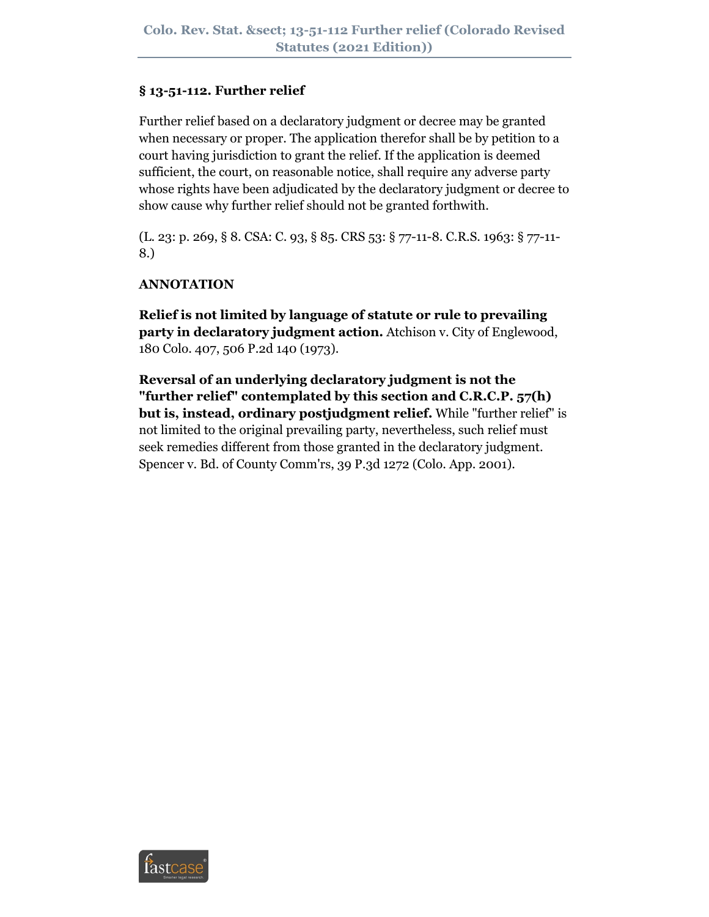## § 13-51-112. Further relief

Further relief based on a declaratory judgment or decree may be granted when necessary or proper. The application therefor shall be by petition to a court having jurisdiction to grant the relief. If the application is deemed sufficient, the court, on reasonable notice, shall require any adverse party whose rights have been adjudicated by the declaratory judgment or decree to show cause why further relief should not be granted forthwith.

(L. 23: p. 269, § 8. CSA: C. 93, § 85. CRS 53: § 77-11-8. C.R.S. 1963: § 77-11-8.)

**ANNOTATION**

**Relief is not limited by language of statute or rule to prevailing party in declaratory judgment action.** Atchison v. City of Englewood, 180 Colo. 407, 506 P.2d 140 (1973).

**Reversal of an underlying declaratory judgment is not the "further relief" contemplated by this section and C.R.C.P. 57(h) but is, instead, ordinary postjudgment relief.** While "further relief" is not limited to the original prevailing party, nevertheless, such relief must seek remedies different from those granted in the declaratory judgment. Spencer v. Bd. of County Comm'rs, 39 P.3d 1272 (Colo. App. 2001).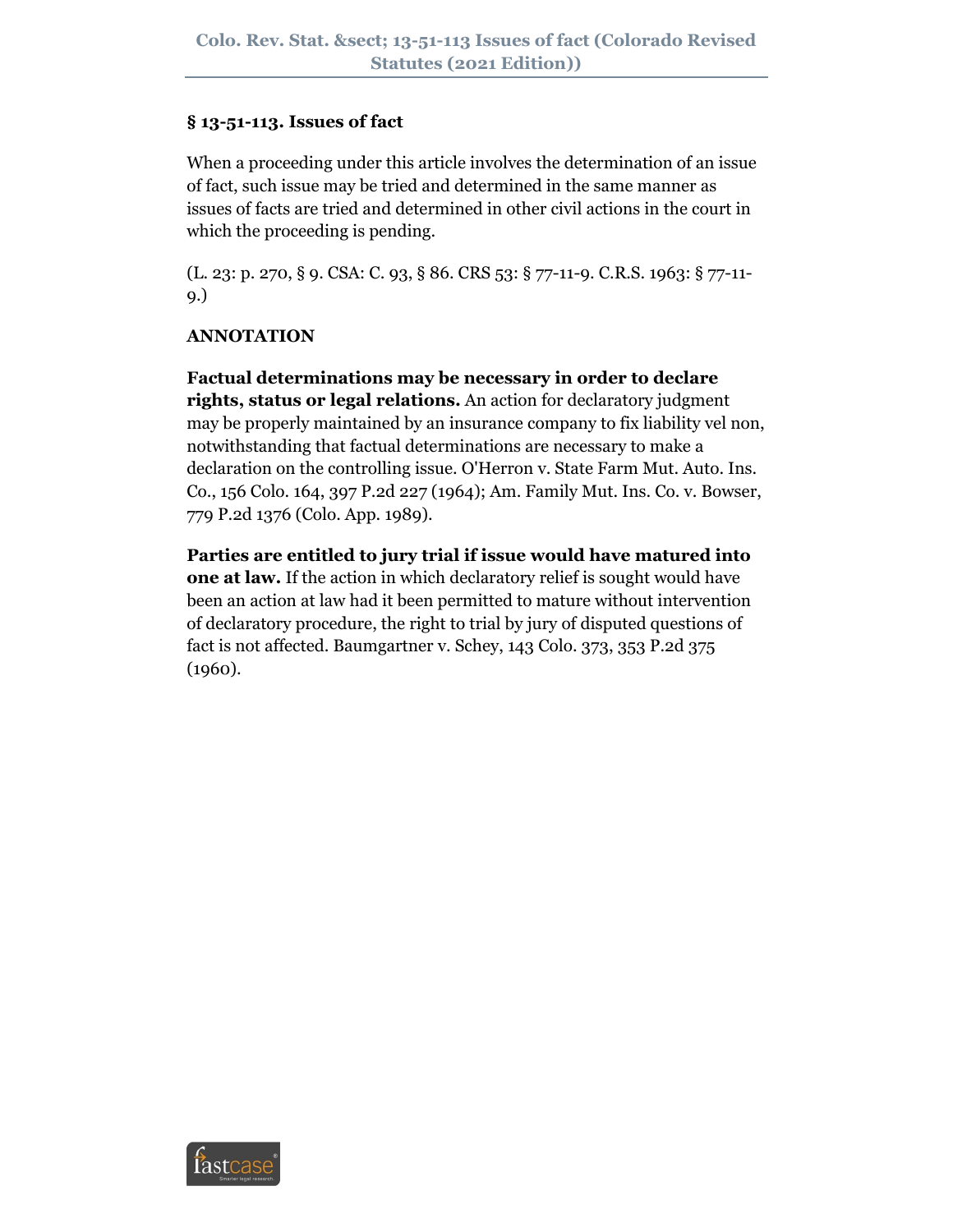## § 13-51-113. Issues of fact

When a proceeding under this article involves the determination of an issue of fact, such issue may be tried and determined in the same manner as issues of facts are tried and determined in other civil actions in the court in which the proceeding is pending.

(L. 23: p. 270, § 9. CSA: C. 93, § 86. CRS 53: § 77-11-9. C.R.S. 1963: § 77-11-9.)

**ANNOTATION**

**Factual determinations may be necessary in order to declare rights, status or legal relations.** An action for declaratory judgment may be properly maintained by an insurance company to fix liability vel non, notwithstanding that factual determinations are necessary to make a declaration on the controlling issue. O'Herron v. State Farm Mut. Auto. Ins. Co., 156 Colo. 164, 397 P.2d 227 (1964); Am. Family Mut. Ins. Co. v. Bowser, 779 P.2d 1376 (Colo. App. 1989).

**Parties are entitled to jury trial if issue would have matured into one at law.** If the action in which declaratory relief is sought would have been an action at law had it been permitted to mature without intervention of declaratory procedure, the right to trial by jury of disputed questions of fact is not affected. Baumgartner v. Schey, 143 Colo. 373, 353 P.2d 375 (1960).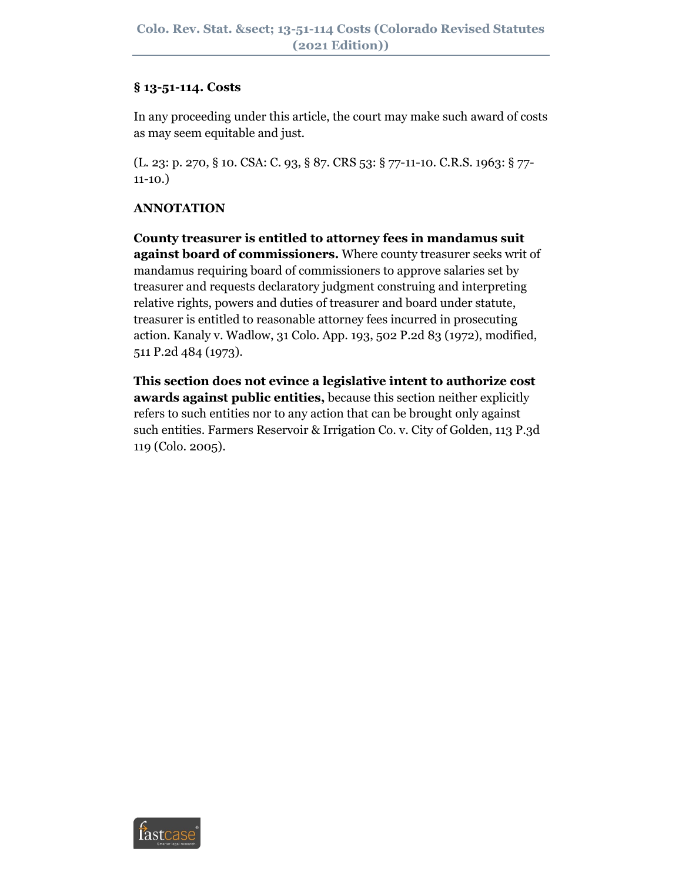### § 13-51-114. Costs

In any proceeding under this article, the court may make such award of costs as may seem equitable and just.

(L. 23: p. 270, § 10. CSA: C. 93, § 87. CRS 53: § 77-11-10. C.R.S. 1963: § 77-11-10.)

**ANNOTATION**

**County treasurer is entitled to attorney fees in mandamus suit against board of commissioners.** Where county treasurer seeks writ of mandamus requiring board of commissioners to approve salaries set by treasurer and requests declaratory judgment construing and interpreting relative rights, powers and duties of treasurer and board under statute, treasurer is entitled to reasonable attorney fees incurred in prosecuting action. Kanaly v. Wadlow, 31 Colo. App. 193, 502 P.2d 83 (1972), modified, 511 P.2d 484 (1973).

**This section does not evince a legislative intent to authorize cost awards against public entities,** because this section neither explicitly refers to such entities nor to any action that can be brought only against such entities. Farmers Reservoir & Irrigation Co. v. City of Golden, 113 P.3d 119 (Colo. 2005).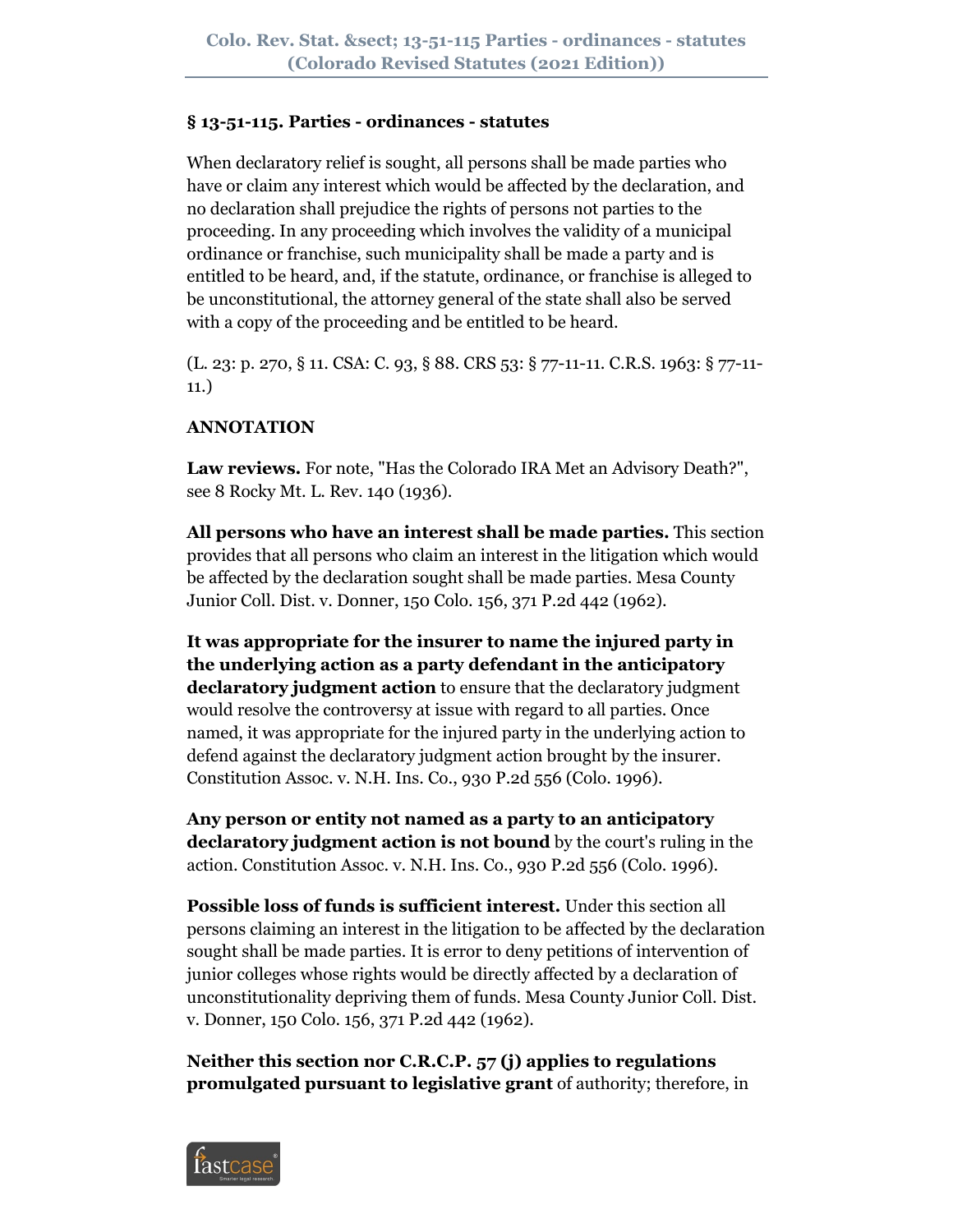## § 13-51-115. Parties - ordinances - statutes

When declaratory relief is sought, all persons shall be made parties who have or claim any interest which would be affected by the declaration, and no declaration shall prejudice the rights of persons not parties to the proceeding. In any proceeding which involves the validity of a municipal ordinance or franchise, such municipality shall be made a party and is entitled to be heard, and, if the statute, ordinance, or franchise is alleged to be unconstitutional, the attorney general of the state shall also be served with a copy of the proceeding and be entitled to be heard.

(L. 23: p. 270, § 11. CSA: C. 93, § 88. CRS 53: § 77-11-11. C.R.S. 1963: § 77-11-11.)

**ANNOTATION**

**Law reviews.** For note, "Has the Colorado IRA Met an Advisory Death?", see 8 Rocky Mt. L. Rev. 140 (1936).

**All persons who have an interest shall be made parties.** This section provides that all persons who claim an interest in the litigation which would be affected by the declaration sought shall be made parties. Mesa County Junior Coll. Dist. v. Donner, 150 Colo. 156, 371 P.2d 442 (1962).

**It was appropriate for the insurer to name the injured party in the underlying action as a party defendant in the anticipatory declaratory judgment action** to ensure that the declaratory judgment would resolve the controversy at issue with regard to all parties. Once named, it was appropriate for the injured party in the underlying action to defend against the declaratory judgment action brought by the insurer. Constitution Assoc. v. N.H. Ins. Co., 930 P.2d 556 (Colo. 1996).

**Any person or entity not named as a party to an anticipatory declaratory judgment action is not bound** by the court's ruling in the action. Constitution Assoc. v. N.H. Ins. Co., 930 P.2d 556 (Colo. 1996).

**Possible loss of funds is sufficient interest.** Under this section all persons claiming an interest in the litigation to be affected by the declaration sought shall be made parties. It is error to deny petitions of intervention of junior colleges whose rights would be directly affected by a declaration of unconstitutionality depriving them of funds. Mesa County Junior Coll. Dist. v. Donner, 150 Colo. 156, 371 P.2d 442 (1962).

**Neither this section nor C.R.C.P. 57 (j) applies to regulations promulgated pursuant to legislative grant** of authority; therefore, in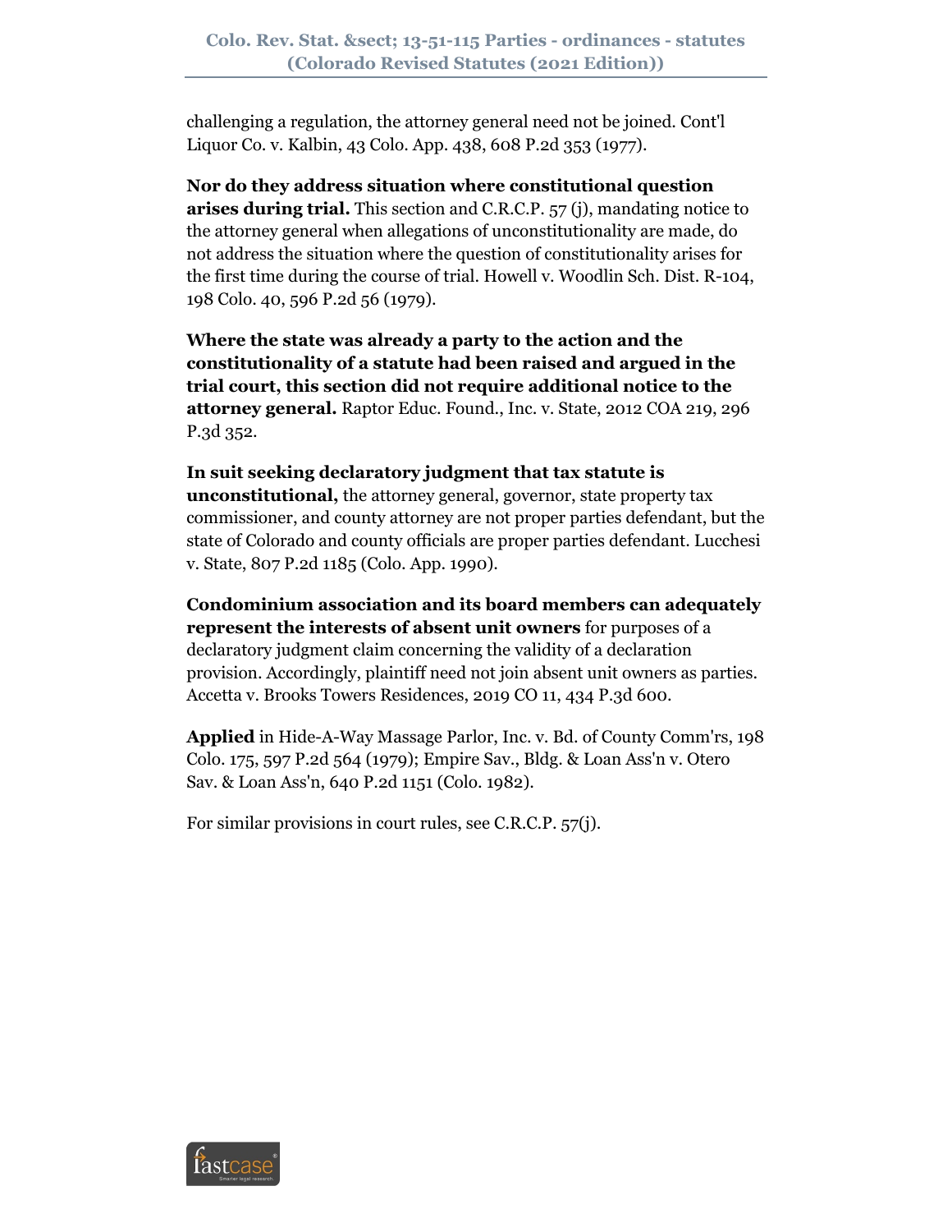challenging a regulation, the attorney general need not be joined. Cont'l Liquor Co. v. Kalbin, 43 Colo. App. 438, 608 P.2d 353 (1977).

**Nor do they address situation where constitutional question arises during trial.** This section and C.R.C.P. 57 (j), mandating notice to the attorney general when allegations of unconstitutionality are made, do not address the situation where the question of constitutionality arises for the first time during the course of trial. Howell v. Woodlin Sch. Dist. R-104, 198 Colo. 40, 596 P.2d 56 (1979).

**Where the state was already a party to the action and the constitutionality of a statute had been raised and argued in the trial court, this section did not require additional notice to the attorney general.** Raptor Educ. Found., Inc. v. State, 2012 COA 219, 296 P.3d 352.

**In suit seeking declaratory judgment that tax statute is unconstitutional,** the attorney general, governor, state property tax commissioner, and county attorney are not proper parties defendant, but the state of Colorado and county officials are proper parties defendant. Lucchesi v. State, 807 P.2d 1185 (Colo. App. 1990).

**Condominium association and its board members can adequately represent the interests of absent unit owners** for purposes of a declaratory judgment claim concerning the validity of a declaration provision. Accordingly, plaintiff need not join absent unit owners as parties. Accetta v. Brooks Towers Residences, 2019 CO 11, 434 P.3d 600.

**Applied** in Hide-A-Way Massage Parlor, Inc. v. Bd. of County Comm'rs, 198 Colo. 175, 597 P.2d 564 (1979); Empire Sav., Bldg. & Loan Ass'n v. Otero Sav. & Loan Ass'n, 640 P.2d 1151 (Colo. 1982).

For similar provisions in court rules, see C.R.C.P. 57(j).